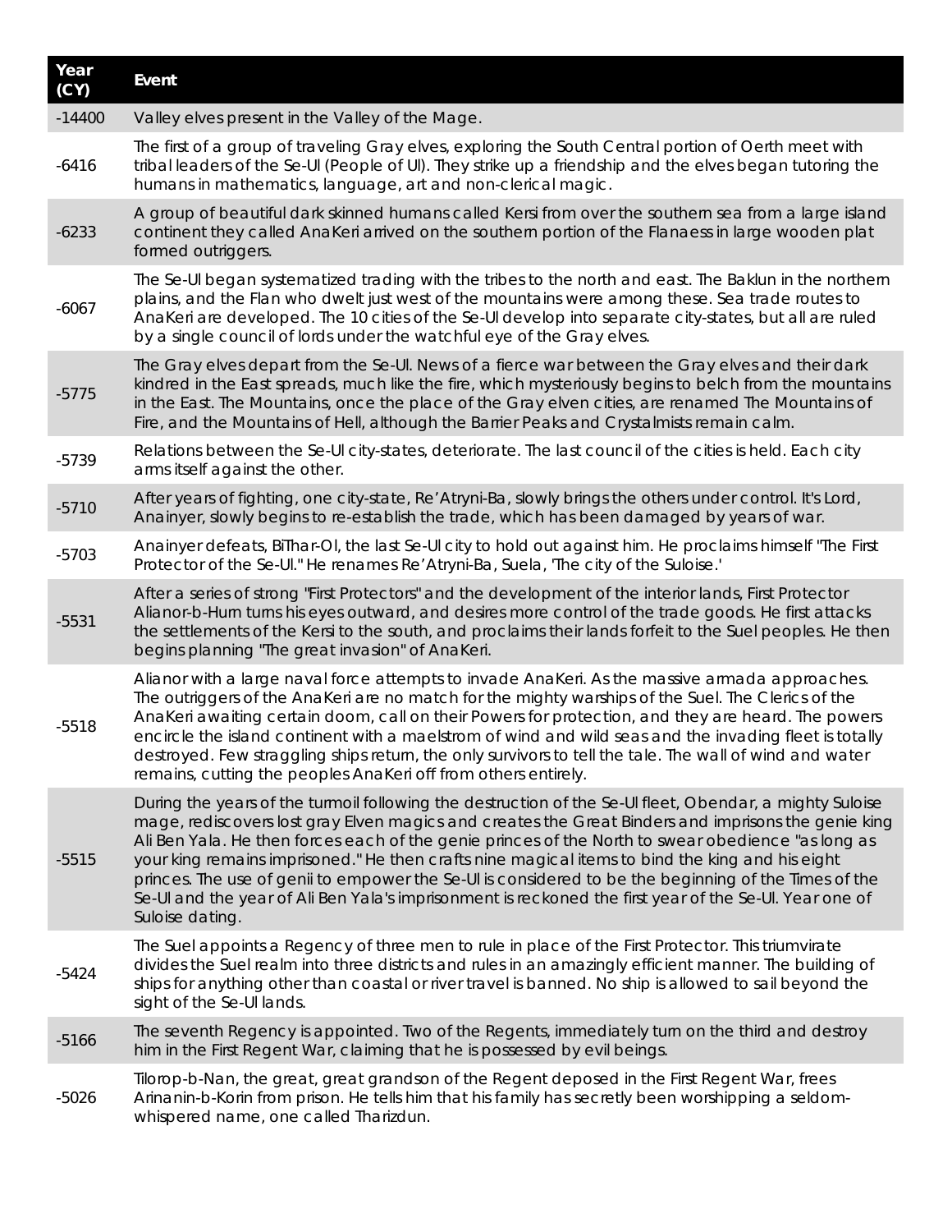| Year (CY) | Event |
|---|---|
| -14400 | Valley elves present in the Valley of the Mage. |
| -6416 | The first of a group of traveling Gray elves, exploring the South Central portion of Oerth meet with tribal leaders of the Se-Ul (People of Ul). They strike up a friendship and the elves began tutoring the humans in mathematics, language, art and non-clerical magic. |
| -6233 | A group of beautiful dark skinned humans called Kersi from over the southern sea from a large island continent they called AnaKeri arrived on the southern portion of the Flanaess in large wooden plat formed outriggers. |
| -6067 | The Se-Ul began systematized trading with the tribes to the north and east. The Baklun in the northern plains, and the Flan who dwelt just west of the mountains were among these. Sea trade routes to AnaKeri are developed. The 10 cities of the Se-Ul develop into separate city-states, but all are ruled by a single council of lords under the watchful eye of the Gray elves. |
| -5775 | The Gray elves depart from the Se-Ul. News of a fierce war between the Gray elves and their dark kindred in the East spreads, much like the fire, which mysteriously begins to belch from the mountains in the East. The Mountains, once the place of the Gray elven cities, are renamed The Mountains of Fire, and the Mountains of Hell, although the Barrier Peaks and Crystalmists remain calm. |
| -5739 | Relations between the Se-Ul city-states, deteriorate. The last council of the cities is held. Each city arms itself against the other. |
| -5710 | After years of fighting, one city-state, Re'Atryni-Ba, slowly brings the others under control. It's Lord, Anainyer, slowly begins to re-establish the trade, which has been damaged by years of war. |
| -5703 | Anainyer defeats, BiThar-Ol, the last Se-Ul city to hold out against him. He proclaims himself "The First Protector of the Se-Ul." He renames Re'Atryni-Ba, Suela, 'The city of the Suloise.' |
| -5531 | After a series of strong "First Protectors" and the development of the interior lands, First Protector Alianor-b-Hurn turns his eyes outward, and desires more control of the trade goods. He first attacks the settlements of the Kersi to the south, and proclaims their lands forfeit to the Suel peoples. He then begins planning "The great invasion" of AnaKeri. |
| -5518 | Alianor with a large naval force attempts to invade AnaKeri. As the massive armada approaches. The outriggers of the AnaKeri are no match for the mighty warships of the Suel. The Clerics of the AnaKeri awaiting certain doom, call on their Powers for protection, and they are heard. The powers encircle the island continent with a maelstrom of wind and wild seas and the invading fleet is totally destroyed. Few straggling ships return, the only survivors to tell the tale. The wall of wind and water remains, cutting the peoples AnaKeri off from others entirely. |
| -5515 | During the years of the turmoil following the destruction of the Se-Ul fleet, Obendar, a mighty Suloise mage, rediscovers lost gray Elven magics and creates the Great Binders and imprisons the genie king Ali Ben Yala. He then forces each of the genie princes of the North to swear obedience "as long as your king remains imprisoned." He then crafts nine magical items to bind the king and his eight princes. The use of genii to empower the Se-Ul is considered to be the beginning of the Times of the Se-Ul and the year of Ali Ben Yala's imprisonment is reckoned the first year of the Se-Ul. Year one of Suloise dating. |
| -5424 | The Suel appoints a Regency of three men to rule in place of the First Protector. This triumvirate divides the Suel realm into three districts and rules in an amazingly efficient manner. The building of ships for anything other than coastal or river travel is banned. No ship is allowed to sail beyond the sight of the Se-Ul lands. |
| -5166 | The seventh Regency is appointed. Two of the Regents, immediately turn on the third and destroy him in the First Regent War, claiming that he is possessed by evil beings. |
| -5026 | Tilorop-b-Nan, the great, great grandson of the Regent deposed in the First Regent War, frees Arinanin-b-Korin from prison. He tells him that his family has secretly been worshipping a seldom-whispered name, one called Tharizdun. |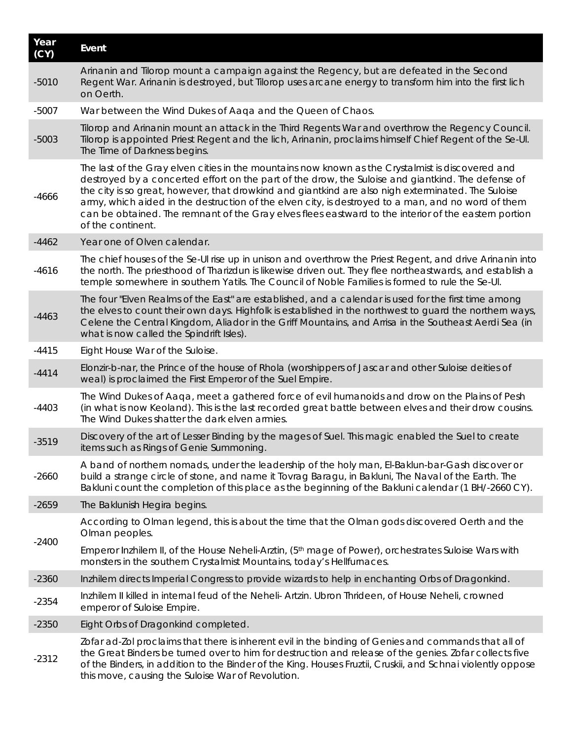| Year (CY) | Event |
|---|---|
| -5010 | Arinanin and Tilorop mount a campaign against the Regency, but are defeated in the Second Regent War. Arinanin is destroyed, but Tilorop uses arcane energy to transform him into the first lich on Oerth. |
| -5007 | War between the Wind Dukes of Aaqa and the Queen of Chaos. |
| -5003 | Tilorop and Arinanin mount an attack in the Third Regents War and overthrow the Regency Council. Tilorop is appointed Priest Regent and the lich, Arinanin, proclaims himself Chief Regent of the Se-Ul. The Time of Darkness begins. |
| -4666 | The last of the Gray elven cities in the mountains now known as the Crystalmist is discovered and destroyed by a concerted effort on the part of the drow, the Suloise and giantkind. The defense of the city is so great, however, that drowkind and giantkind are also nigh exterminated. The Suloise army, which aided in the destruction of the elven city, is destroyed to a man, and no word of them can be obtained. The remnant of the Gray elves flees eastward to the interior of the eastern portion of the continent. |
| -4462 | Year one of Olven calendar. |
| -4616 | The chief houses of the Se-Ul rise up in unison and overthrow the Priest Regent, and drive Arinanin into the north. The priesthood of Tharizdun is likewise driven out. They flee northeastwards, and establish a temple somewhere in southern Yatils. The Council of Noble Families is formed to rule the Se-Ul. |
| -4463 | The four "Elven Realms of the East" are established, and a calendar is used for the first time among the elves to count their own days. Highfolk is established in the northwest to guard the northern ways, Celene the Central Kingdom, Aliador in the Griff Mountains, and Arrisa in the Southeast Aerdi Sea (in what is now called the Spindrift Isles). |
| -4415 | Eight House War of the Suloise. |
| -4414 | Elonzir-b-nar, the Prince of the house of Rhola (worshippers of Jascar and other Suloise deities of weal) is proclaimed the First Emperor of the Suel Empire. |
| -4403 | The Wind Dukes of Aaqa, meet a gathered force of evil humanoids and drow on the Plains of Pesh (in what is now Keoland). This is the last recorded great battle between elves and their drow cousins. The Wind Dukes shatter the dark elven armies. |
| -3519 | Discovery of the art of Lesser Binding by the mages of Suel. This magic enabled the Suel to create items such as Rings of Genie Summoning. |
| -2660 | A band of northern nomads, under the leadership of the holy man, El-Baklun-bar-Gash discover or build a strange circle of stone, and name it Tovrag Baragu, in Bakluni, The Naval of the Earth. The Bakluni count the completion of this place as the beginning of the Bakluni calendar (1 BH/-2660 CY). |
| -2659 | The Baklunish Hegira begins. |
| -2400 | According to Olman legend, this is about the time that the Olman gods discovered Oerth and the Olman peoples.<br><br>Emperor Inzhilem II, of the House Neheli-Arztin, (5th mage of Power), orchestrates Suloise Wars with monsters in the southern Crystalmist Mountains, today's Hellfurnaces. |
| -2360 | Inzhilem directs Imperial Congress to provide wizards to help in enchanting Orbs of Dragonkind. |
| -2354 | Inzhilem II killed in internal feud of the Neheli- Artzin. Ubron Thrideen, of House Neheli, crowned emperor of Suloise Empire. |
| -2350 | Eight Orbs of Dragonkind completed. |
| -2312 | Zofar ad-Zol proclaims that there is inherent evil in the binding of Genies and commands that all of the Great Binders be turned over to him for destruction and release of the genies. Zofar collects five of the Binders, in addition to the Binder of the King. Houses Fruztii, Cruskii, and Schnai violently oppose this move, causing the Suloise War of Revolution. |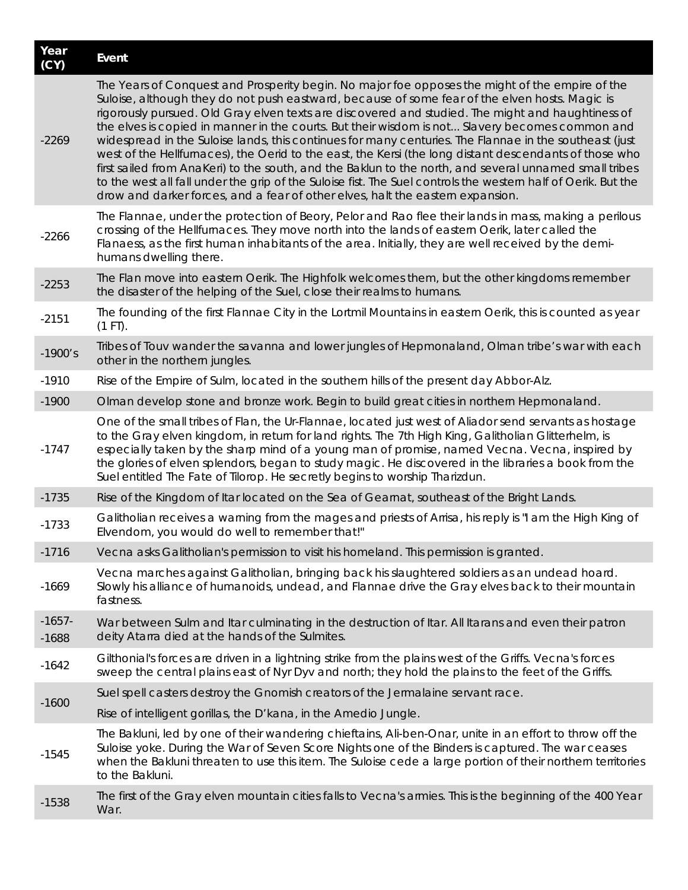| Year (CY) | Event |
| --- | --- |
| -2269 | The Years of Conquest and Prosperity begin. No major foe opposes the might of the empire of the Suloise, although they do not push eastward, because of some fear of the elven hosts. Magic is rigorously pursued. Old Gray elven texts are discovered and studied. The might and haughtiness of the elves is copied in manner in the courts. But their wisdom is not... Slavery becomes common and widespread in the Suloise lands, this continues for many centuries. The Flannae in the southeast (just west of the Hellfurnaces), the Oerid to the east, the Kersi (the long distant descendants of those who first sailed from AnaKeri) to the south, and the Baklun to the north, and several unnamed small tribes to the west all fall under the grip of the Suloise fist. The Suel controls the western half of Oerik. But the drow and darker forces, and a fear of other elves, halt the eastern expansion. |
| -2266 | The Flannae, under the protection of Beory, Pelor and Rao flee their lands in mass, making a perilous crossing of the Hellfurnaces. They move north into the lands of eastern Oerik, later called the Flanaess, as the first human inhabitants of the area. Initially, they are well received by the demi-humans dwelling there. |
| -2253 | The Flan move into eastern Oerik. The Highfolk welcomes them, but the other kingdoms remember the disaster of the helping of the Suel, close their realms to humans. |
| -2151 | The founding of the first Flannae City in the Lortmil Mountains in eastern Oerik, this is counted as year (1 FT). |
| -1900's | Tribes of Touv wander the savanna and lower jungles of Hepmonaland, Olman tribe's war with each other in the northern jungles. |
| -1910 | Rise of the Empire of Sulm, located in the southern hills of the present day Abbor-Alz. |
| -1900 | Olman develop stone and bronze work. Begin to build great cities in northern Hepmonaland. |
| -1747 | One of the small tribes of Flan, the Ur-Flannae, located just west of Aliador send servants as hostage to the Gray elven kingdom, in return for land rights. The 7th High King, Galitholian Glitterhelm, is especially taken by the sharp mind of a young man of promise, named Vecna. Vecna, inspired by the glories of elven splendors, began to study magic. He discovered in the libraries a book from the Suel entitled The Fate of Tilorop. He secretly begins to worship Tharizdun. |
| -1735 | Rise of the Kingdom of Itar located on the Sea of Gearnat, southeast of the Bright Lands. |
| -1733 | Galitholian receives a warning from the mages and priests of Arrisa, his reply is "I am the High King of Elvendom, you would do well to remember that!" |
| -1716 | Vecna asks Galitholian's permission to visit his homeland. This permission is granted. |
| -1669 | Vecna marches against Galitholian, bringing back his slaughtered soldiers as an undead hoard. Slowly his alliance of humanoids, undead, and Flannae drive the Gray elves back to their mountain fastness. |
| -1657- -1688 | War between Sulm and Itar culminating in the destruction of Itar. All Itarans and even their patron deity Atarra died at the hands of the Sulmites. |
| -1642 | Gilthonial's forces are driven in a lightning strike from the plains west of the Griffs. Vecna's forces sweep the central plains east of Nyr Dyv and north; they hold the plains to the feet of the Griffs. |
| -1600 | Suel spell casters destroy the Gnomish creators of the Jermalaine servant race.<br>Rise of intelligent gorillas, the D'kana, in the Amedio Jungle. |
| -1545 | The Bakluni, led by one of their wandering chieftains, Ali-ben-Onar, unite in an effort to throw off the Suloise yoke. During the War of Seven Score Nights one of the Binders is captured. The war ceases when the Bakluni threaten to use this item. The Suloise cede a large portion of their northern territories to the Bakluni. |
| -1538 | The first of the Gray elven mountain cities falls to Vecna's armies. This is the beginning of the 400 Year War. |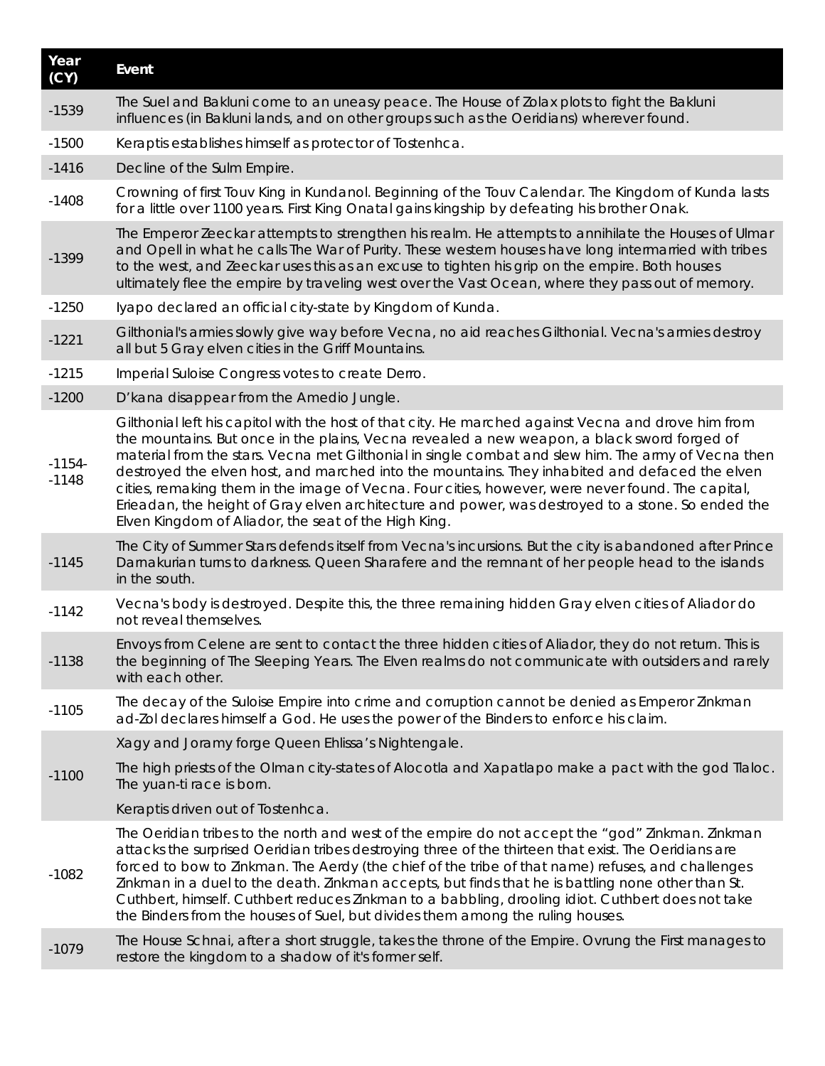| Year (CY) | Event |
|---|---|
| -1539 | The Suel and Bakluni come to an uneasy peace. The House of Zolax plots to fight the Bakluni influences (in Bakluni lands, and on other groups such as the Oeridians) wherever found. |
| -1500 | Keraptis establishes himself as protector of Tostenhca. |
| -1416 | Decline of the Sulm Empire. |
| -1408 | Crowning of first Touv King in Kundanol. Beginning of the Touv Calendar. The Kingdom of Kunda lasts for a little over 1100 years. First King Onatal gains kingship by defeating his brother Onak. |
| -1399 | The Emperor Zeeckar attempts to strengthen his realm. He attempts to annihilate the Houses of Ulmar and Opell in what he calls The War of Purity. These western houses have long intermarried with tribes to the west, and Zeeckar uses this as an excuse to tighten his grip on the empire. Both houses ultimately flee the empire by traveling west over the Vast Ocean, where they pass out of memory. |
| -1250 | Iyapo declared an official city-state by Kingdom of Kunda. |
| -1221 | Gilthonial's armies slowly give way before Vecna, no aid reaches Gilthonial. Vecna's armies destroy all but 5 Gray elven cities in the Griff Mountains. |
| -1215 | Imperial Suloise Congress votes to create Derro. |
| -1200 | D'kana disappear from the Amedio Jungle. |
| -1154-<br>-1148 | Gilthonial left his capitol with the host of that city. He marched against Vecna and drove him from the mountains. But once in the plains, Vecna revealed a new weapon, a black sword forged of material from the stars. Vecna met Gilthonial in single combat and slew him. The army of Vecna then destroyed the elven host, and marched into the mountains. They inhabited and defaced the elven cities, remaking them in the image of Vecna. Four cities, however, were never found. The capital, Erieadan, the height of Gray elven architecture and power, was destroyed to a stone. So ended the Elven Kingdom of Aliador, the seat of the High King. |
| -1145 | The City of Summer Stars defends itself from Vecna's incursions. But the city is abandoned after Prince Darnakurian turns to darkness. Queen Sharafere and the remnant of her people head to the islands in the south. |
| -1142 | Vecna's body is destroyed. Despite this, the three remaining hidden Gray elven cities of Aliador do not reveal themselves. |
| -1138 | Envoys from Celene are sent to contact the three hidden cities of Aliador, they do not return. This is the beginning of The Sleeping Years. The Elven realms do not communicate with outsiders and rarely with each other. |
| -1105 | The decay of the Suloise Empire into crime and corruption cannot be denied as Emperor Zinkman ad-Zol declares himself a God. He uses the power of the Binders to enforce his claim. |
| -1100 | Xagy and Joramy forge Queen Ehlissa's Nightengale.<br>The high priests of the Olman city-states of Alocotla and Xapatlapo make a pact with the god Tlaloc. The yuan-ti race is born.<br>Keraptis driven out of Tostenhca. |
| -1082 | The Oeridian tribes to the north and west of the empire do not accept the "god" Zinkman. Zinkman attacks the surprised Oeridian tribes destroying three of the thirteen that exist. The Oeridians are forced to bow to Zinkman. The Aerdy (the chief of the tribe of that name) refuses, and challenges Zinkman in a duel to the death. Zinkman accepts, but finds that he is battling none other than St. Cuthbert, himself. Cuthbert reduces Zinkman to a babbling, drooling idiot. Cuthbert does not take the Binders from the houses of Suel, but divides them among the ruling houses. |
| -1079 | The House Schnai, after a short struggle, takes the throne of the Empire. Ovrung the First manages to restore the kingdom to a shadow of it's former self. |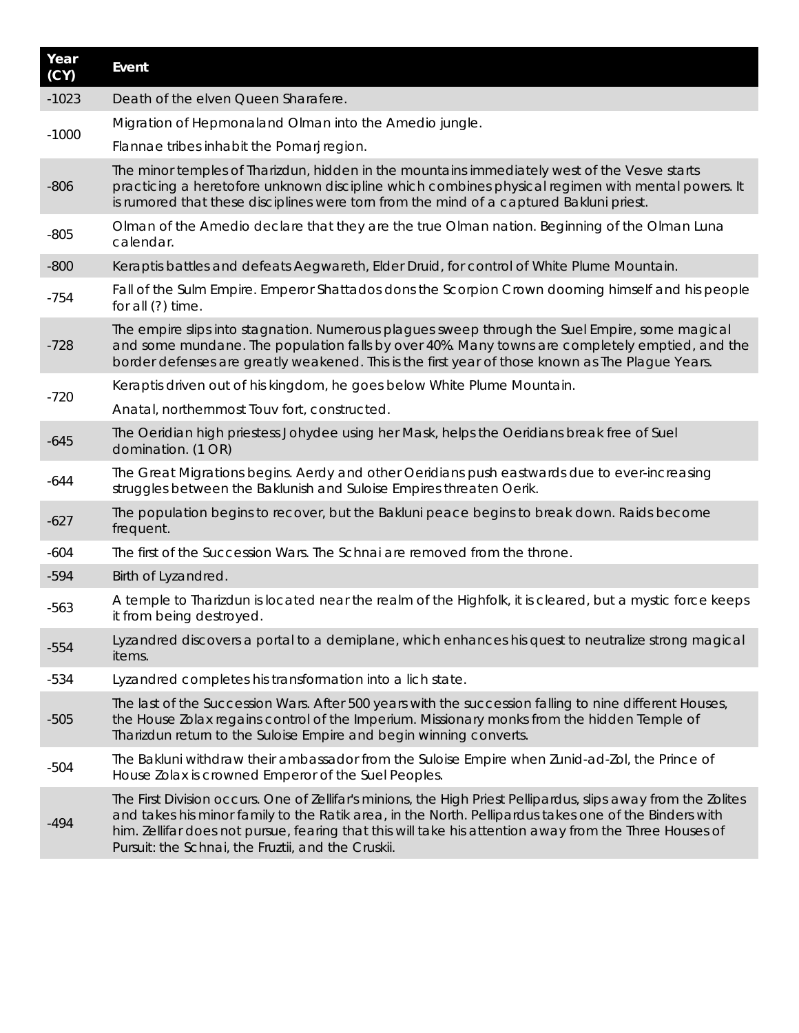| Year (CY) | Event |
|---|---|
| -1023 | Death of the elven Queen Sharafere. |
| -1000 | Migration of Hepmonaland Olman into the Amedio jungle. |
| | Flannae tribes inhabit the Pomarj region. |
| -806 | The minor temples of Tharizdun, hidden in the mountains immediately west of the Vesve starts practicing a heretofore unknown discipline which combines physical regimen with mental powers. It is rumored that these disciplines were torn from the mind of a captured Bakluni priest. |
| -805 | Olman of the Amedio declare that they are the true Olman nation. Beginning of the Olman Luna calendar. |
| -800 | Keraptis battles and defeats Aegwareth, Elder Druid, for control of White Plume Mountain. |
| -754 | Fall of the Sulm Empire. Emperor Shattados dons the Scorpion Crown dooming himself and his people for all (?) time. |
| -728 | The empire slips into stagnation. Numerous plagues sweep through the Suel Empire, some magical and some mundane. The population falls by over 40%. Many towns are completely emptied, and the border defenses are greatly weakened. This is the first year of those known as The Plague Years. |
| -720 | Keraptis driven out of his kingdom, he goes below White Plume Mountain. |
| | Anatal, northernmost Touv fort, constructed. |
| -645 | The Oeridian high priestess Johydee using her Mask, helps the Oeridians break free of Suel domination. (1 OR) |
| -644 | The Great Migrations begins. Aerdy and other Oeridians push eastwards due to ever-increasing struggles between the Baklunish and Suloise Empires threaten Oerik. |
| -627 | The population begins to recover, but the Bakluni peace begins to break down. Raids become frequent. |
| -604 | The first of the Succession Wars. The Schnai are removed from the throne. |
| -594 | Birth of Lyzandred. |
| -563 | A temple to Tharizdun is located near the realm of the Highfolk, it is cleared, but a mystic force keeps it from being destroyed. |
| -554 | Lyzandred discovers a portal to a demiplane, which enhances his quest to neutralize strong magical items. |
| -534 | Lyzandred completes his transformation into a lich state. |
| -505 | The last of the Succession Wars. After 500 years with the succession falling to nine different Houses, the House Zolax regains control of the Imperium. Missionary monks from the hidden Temple of Tharizdun return to the Suloise Empire and begin winning converts. |
| -504 | The Bakluni withdraw their ambassador from the Suloise Empire when Zunid-ad-Zol, the Prince of House Zolax is crowned Emperor of the Suel Peoples. |
| -494 | The First Division occurs. One of Zellifar's minions, the High Priest Pellipardus, slips away from the Zolites and takes his minor family to the Ratik area, in the North. Pellipardus takes one of the Binders with him. Zellifar does not pursue, fearing that this will take his attention away from the Three Houses of Pursuit: the Schnai, the Fruztii, and the Cruskii. |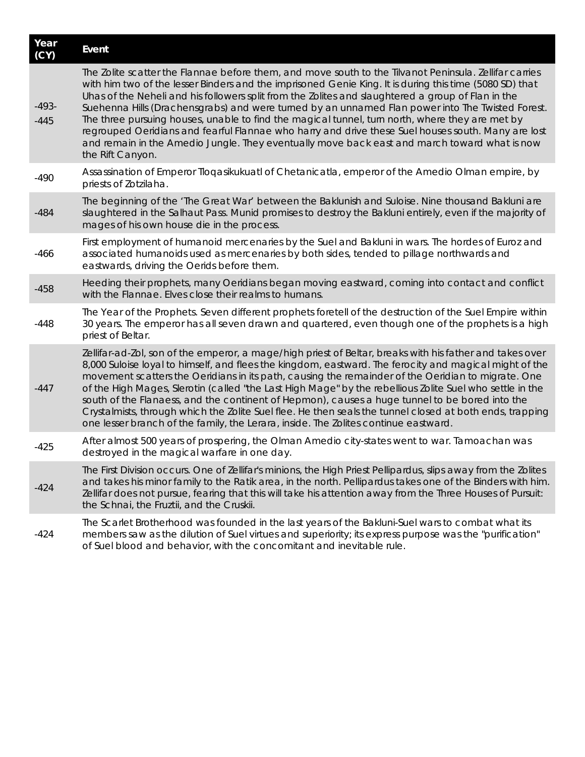| Year (CY) | Event |
|---|---|
| -493- -445 | The Zolite scatter the Flannae before them, and move south to the Tilvanot Peninsula. Zellifar carries with him two of the lesser Binders and the imprisoned Genie King. It is during this time (5080 SD) that Uhas of the Neheli and his followers split from the Zolites and slaughtered a group of Flan in the Suehenna Hills (Drachensgrabs) and were turned by an unnamed Flan power into The Twisted Forest. The three pursuing houses, unable to find the magical tunnel, turn north, where they are met by regrouped Oeridians and fearful Flannae who harry and drive these Suel houses south. Many are lost and remain in the Amedio Jungle. They eventually move back east and march toward what is now the Rift Canyon. |
| -490 | Assassination of Emperor Tloqasikukuatl of Chetanicatla, emperor of the Amedio Olman empire, by priests of Zotzilaha. |
| -484 | The beginning of the 'The Great War' between the Baklunish and Suloise. Nine thousand Bakluni are slaughtered in the Salhaut Pass. Munid promises to destroy the Bakluni entirely, even if the majority of mages of his own house die in the process. |
| -466 | First employment of humanoid mercenaries by the Suel and Bakluni in wars. The hordes of Euroz and associated humanoids used as mercenaries by both sides, tended to pillage northwards and eastwards, driving the Oerids before them. |
| -458 | Heeding their prophets, many Oeridians began moving eastward, coming into contact and conflict with the Flannae. Elves close their realms to humans. |
| -448 | The Year of the Prophets. Seven different prophets foretell of the destruction of the Suel Empire within 30 years. The emperor has all seven drawn and quartered, even though one of the prophets is a high priest of Beltar. |
| -447 | Zellifar-ad-Zol, son of the emperor, a mage/high priest of Beltar, breaks with his father and takes over 8,000 Suloise loyal to himself, and flees the kingdom, eastward. The ferocity and magical might of the movement scatters the Oeridians in its path, causing the remainder of the Oeridian to migrate. One of the High Mages, Slerotin (called "the Last High Mage" by the rebellious Zolite Suel who settle in the south of the Flanaess, and the continent of Hepmon), causes a huge tunnel to be bored into the Crystalmists, through which the Zolite Suel flee. He then seals the tunnel closed at both ends, trapping one lesser branch of the family, the Lerara, inside. The Zolites continue eastward. |
| -425 | After almost 500 years of prospering, the Olman Amedio city-states went to war. Tamoachan was destroyed in the magical warfare in one day. |
| -424 | The First Division occurs. One of Zellifar's minions, the High Priest Pellipardus, slips away from the Zolites and takes his minor family to the Ratik area, in the north. Pellipardus takes one of the Binders with him. Zellifar does not pursue, fearing that this will take his attention away from the Three Houses of Pursuit: the Schnai, the Fruztii, and the Cruskii. |
| -424 | The Scarlet Brotherhood was founded in the last years of the Bakluni-Suel wars to combat what its members saw as the dilution of Suel virtues and superiority; its express purpose was the "purification" of Suel blood and behavior, with the concomitant and inevitable rule. |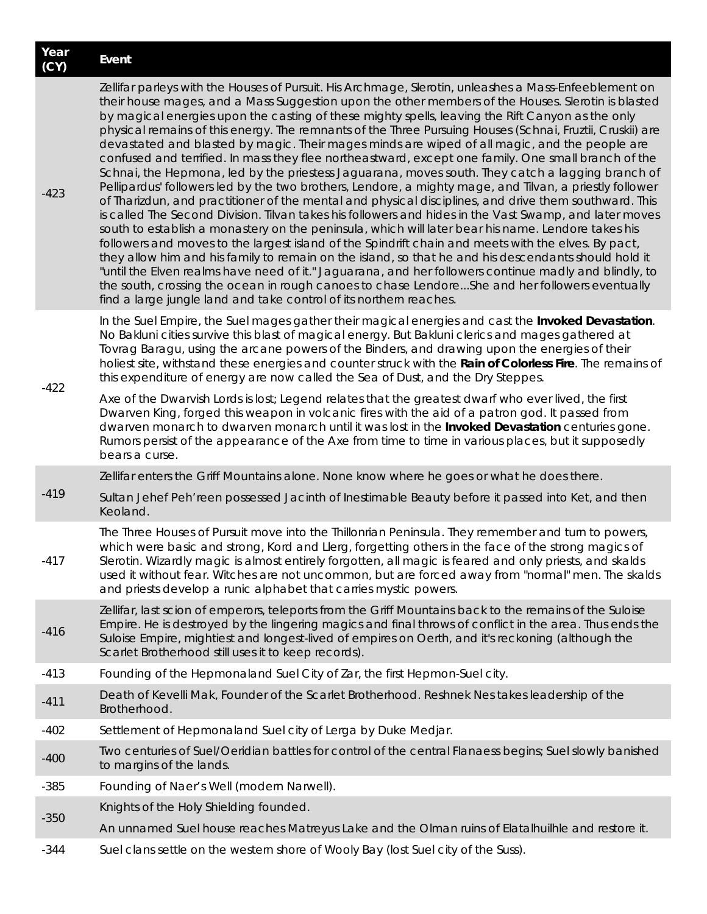| Year (CY) | Event |
|---|---|
| -423 | Zellifar parleys with the Houses of Pursuit. His Archmage, Slerotin, unleashes a Mass-Enfeeblement on their house mages, and a Mass Suggestion upon the other members of the Houses. Slerotin is blasted by magical energies upon the casting of these mighty spells, leaving the Rift Canyon as the only physical remains of this energy. The remnants of the Three Pursuing Houses (Schnai, Fruztii, Cruskii) are devastated and blasted by magic. Their mages minds are wiped of all magic, and the people are confused and terrified. In mass they flee northeastward, except one family. One small branch of the Schnai, the Hepmona, led by the priestess Jaguarana, moves south. They catch a lagging branch of Pellipardus' followers led by the two brothers, Lendore, a mighty mage, and Tilvan, a priestly follower of Tharizdun, and practitioner of the mental and physical disciplines, and drive them southward. This is called The Second Division. Tilvan takes his followers and hides in the Vast Swamp, and later moves south to establish a monastery on the peninsula, which will later bear his name. Lendore takes his followers and moves to the largest island of the Spindrift chain and meets with the elves. By pact, they allow him and his family to remain on the island, so that he and his descendants should hold it "until the Elven realms have need of it." Jaguarana, and her followers continue madly and blindly, to the south, crossing the ocean in rough canoes to chase Lendore...She and her followers eventually find a large jungle land and take control of its northern reaches. |
| -422 | In the Suel Empire, the Suel mages gather their magical energies and cast the **Invoked Devastation**. No Bakluni cities survive this blast of magical energy. But Bakluni clerics and mages gathered at Tovrag Baragu, using the arcane powers of the Binders, and drawing upon the energies of their holiest site, withstand these energies and counter struck with the **Rain of Colorless Fire**. The remains of this expenditure of energy are now called the Sea of Dust, and the Dry Steppes.<br><br>Axe of the Dwarvish Lords is lost; Legend relates that the greatest dwarf who ever lived, the first Dwarven King, forged this weapon in volcanic fires with the aid of a patron god. It passed from dwarven monarch to dwarven monarch until it was lost in the **Invoked Devastation** centuries gone. Rumors persist of the appearance of the Axe from time to time in various places, but it supposedly bears a curse. |
| -419 | Zellifar enters the Griff Mountains alone. None know where he goes or what he does there.<br><br>Sultan Jehef Peh'reen possessed Jacinth of Inestimable Beauty before it passed into Ket, and then Keoland. |
| -417 | The Three Houses of Pursuit move into the Thillonrian Peninsula. They remember and turn to powers, which were basic and strong, Kord and Llerg, forgetting others in the face of the strong magics of Slerotin. Wizardly magic is almost entirely forgotten, all magic is feared and only priests, and skalds used it without fear. Witches are not uncommon, but are forced away from "normal" men. The skalds and priests develop a runic alphabet that carries mystic powers. |
| -416 | Zellifar, last scion of emperors, teleports from the Griff Mountains back to the remains of the Suloise Empire. He is destroyed by the lingering magics and final throws of conflict in the area. Thus ends the Suloise Empire, mightiest and longest-lived of empires on Oerth, and it's reckoning (although the Scarlet Brotherhood still uses it to keep records). |
| -413 | Founding of the Hepmonaland Suel City of Zar, the first Hepmon-Suel city. |
| -411 | Death of Kevelli Mak, Founder of the Scarlet Brotherhood. Reshnek Nes takes leadership of the Brotherhood. |
| -402 | Settlement of Hepmonaland Suel city of Lerga by Duke Medjar. |
| -400 | Two centuries of Suel/Oeridian battles for control of the central Flanaess begins; Suel slowly banished to margins of the lands. |
| -385 | Founding of Naer's Well (modern Narwell). |
| -350 | Knights of the Holy Shielding founded.<br><br>An unnamed Suel house reaches Matreyus Lake and the Olman ruins of Elatalhuilhle and restore it. |
| -344 | Suel clans settle on the western shore of Wooly Bay (lost Suel city of the Suss). |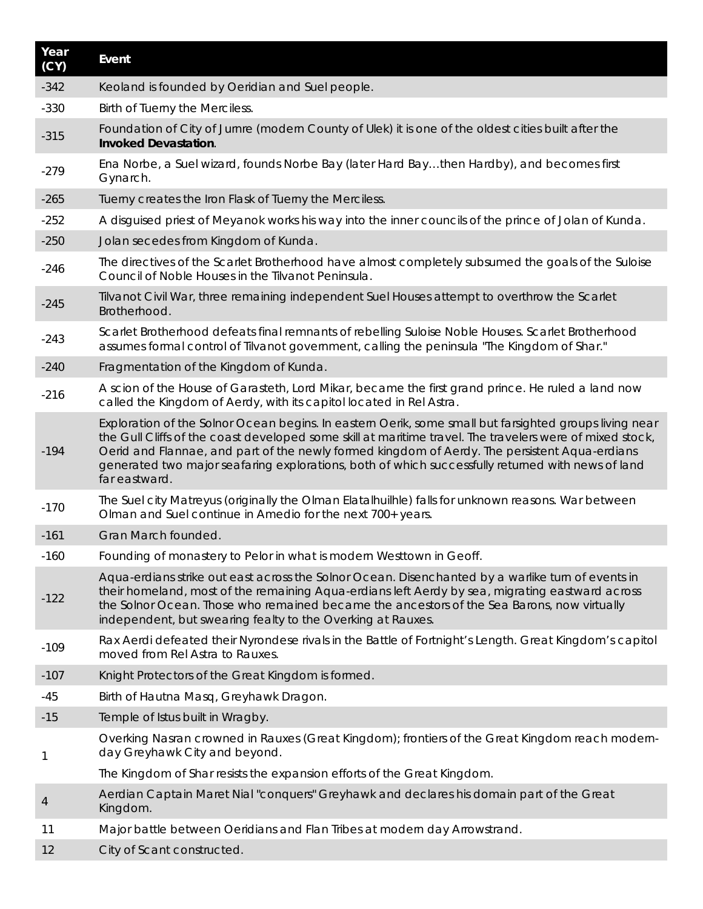| Year (CY) | Event |
|---|---|
| -342 | Keoland is founded by Oeridian and Suel people. |
| -330 | Birth of Tuerny the Merciless. |
| -315 | Foundation of City of Jurnre (modern County of Ulek) it is one of the oldest cities built after the **Invoked Devastation**. |
| -279 | Ena Norbe, a Suel wizard, founds Norbe Bay (later Hard Bay…then Hardby), and becomes first Gynarch. |
| -265 | Tuerny creates the Iron Flask of Tuerny the Merciless. |
| -252 | A disguised priest of Meyanok works his way into the inner councils of the prince of Jolan of Kunda. |
| -250 | Jolan secedes from Kingdom of Kunda. |
| -246 | The directives of the Scarlet Brotherhood have almost completely subsumed the goals of the Suloise Council of Noble Houses in the Tilvanot Peninsula. |
| -245 | Tilvanot Civil War, three remaining independent Suel Houses attempt to overthrow the Scarlet Brotherhood. |
| -243 | Scarlet Brotherhood defeats final remnants of rebelling Suloise Noble Houses. Scarlet Brotherhood assumes formal control of Tilvanot government, calling the peninsula "The Kingdom of Shar." |
| -240 | Fragmentation of the Kingdom of Kunda. |
| -216 | A scion of the House of Garasteth, Lord Mikar, became the first grand prince. He ruled a land now called the Kingdom of Aerdy, with its capitol located in Rel Astra. |
| -194 | Exploration of the Solnor Ocean begins. In eastern Oerik, some small but farsighted groups living near the Gull Cliffs of the coast developed some skill at maritime travel. The travelers were of mixed stock, Oerid and Flannae, and part of the newly formed kingdom of Aerdy. The persistent Aqua-erdians generated two major seafaring explorations, both of which successfully returned with news of land far eastward. |
| -170 | The Suel city Matreyus (originally the Olman Elatalhuilhle) falls for unknown reasons. War between Olman and Suel continue in Amedio for the next 700+ years. |
| -161 | Gran March founded. |
| -160 | Founding of monastery to Pelor in what is modern Westtown in Geoff. |
| -122 | Aqua-erdians strike out east across the Solnor Ocean. Disenchanted by a warlike turn of events in their homeland, most of the remaining Aqua-erdians left Aerdy by sea, migrating eastward across the Solnor Ocean. Those who remained became the ancestors of the Sea Barons, now virtually independent, but swearing fealty to the Overking at Rauxes. |
| -109 | Rax Aerdi defeated their Nyrondese rivals in the Battle of Fortnight's Length. Great Kingdom's capitol moved from Rel Astra to Rauxes. |
| -107 | Knight Protectors of the Great Kingdom is formed. |
| -45 | Birth of Hautna Masq, Greyhawk Dragon. |
| -15 | Temple of Istus built in Wragby. |
| 1 | Overking Nasran crowned in Rauxes (Great Kingdom); frontiers of the Great Kingdom reach modern-day Greyhawk City and beyond. |
| | The Kingdom of Shar resists the expansion efforts of the Great Kingdom. |
| 4 | Aerdian Captain Maret Nial "conquers" Greyhawk and declares his domain part of the Great Kingdom. |
| 11 | Major battle between Oeridians and Flan Tribes at modern day Arrowstrand. |
| 12 | City of Scant constructed. |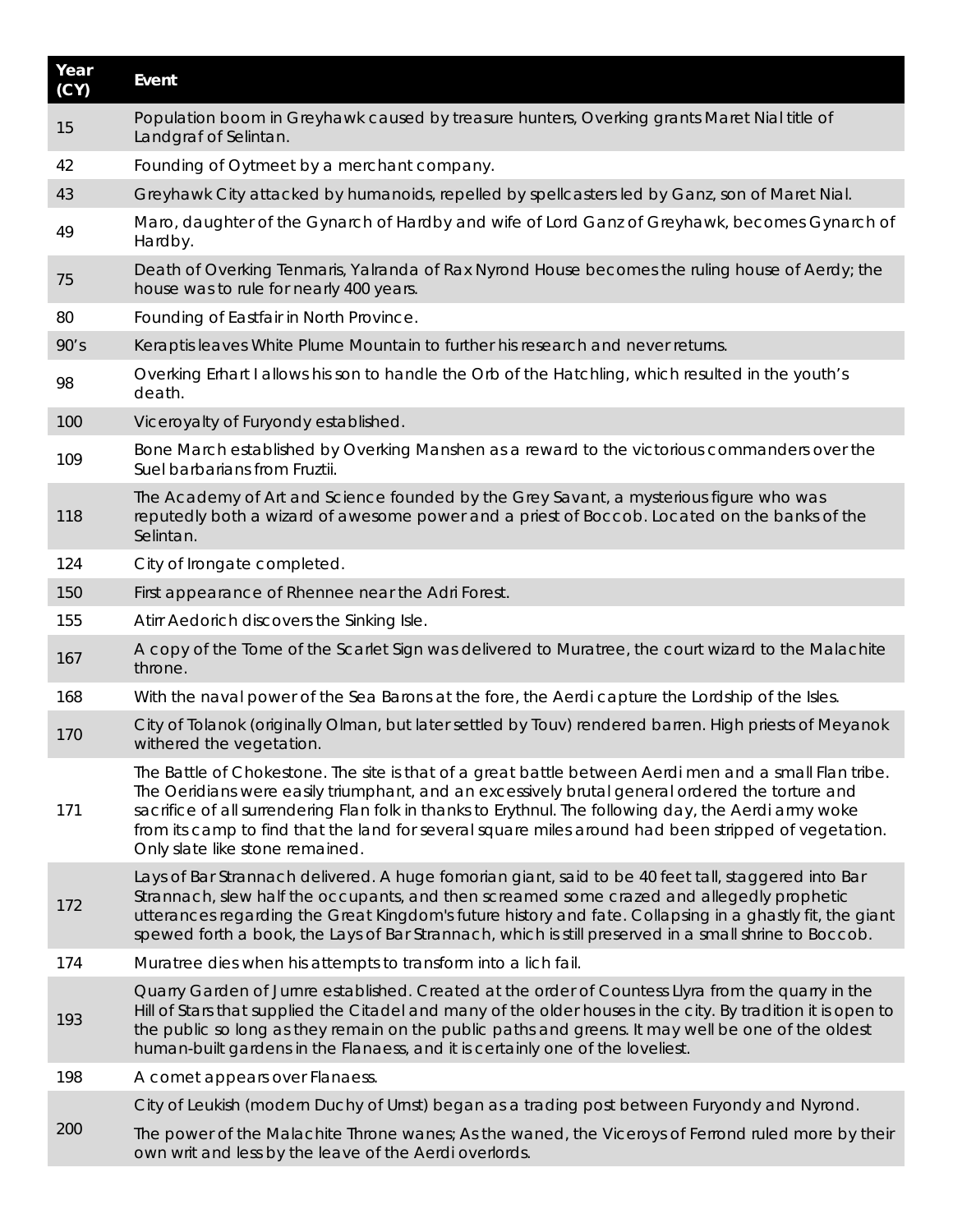| Year (CY) | Event |
|---|---|
| 15 | Population boom in Greyhawk caused by treasure hunters, Overking grants Maret Nial title of Landgraf of Selintan. |
| 42 | Founding of Oytmeet by a merchant company. |
| 43 | Greyhawk City attacked by humanoids, repelled by spellcasters led by Ganz, son of Maret Nial. |
| 49 | Maro, daughter of the Gynarch of Hardby and wife of Lord Ganz of Greyhawk, becomes Gynarch of Hardby. |
| 75 | Death of Overking Tenmaris, Yalranda of Rax Nyrond House becomes the ruling house of Aerdy; the house was to rule for nearly 400 years. |
| 80 | Founding of Eastfair in North Province. |
| 90's | Keraptis leaves White Plume Mountain to further his research and never returns. |
| 98 | Overking Erhart I allows his son to handle the Orb of the Hatchling, which resulted in the youth's death. |
| 100 | Viceroyalty of Furyondy established. |
| 109 | Bone March established by Overking Manshen as a reward to the victorious commanders over the Suel barbarians from Fruztii. |
| 118 | The Academy of Art and Science founded by the Grey Savant, a mysterious figure who was reputedly both a wizard of awesome power and a priest of Boccob. Located on the banks of the Selintan. |
| 124 | City of Irongate completed. |
| 150 | First appearance of Rhennee near the Adri Forest. |
| 155 | Atirr Aedorich discovers the Sinking Isle. |
| 167 | A copy of the Tome of the Scarlet Sign was delivered to Muratree, the court wizard to the Malachite throne. |
| 168 | With the naval power of the Sea Barons at the fore, the Aerdi capture the Lordship of the Isles. |
| 170 | City of Tolanok (originally Olman, but later settled by Touv) rendered barren. High priests of Meyanok withered the vegetation. |
| 171 | The Battle of Chokestone. The site is that of a great battle between Aerdi men and a small Flan tribe. The Oeridians were easily triumphant, and an excessively brutal general ordered the torture and sacrifice of all surrendering Flan folk in thanks to Erythnul. The following day, the Aerdi army woke from its camp to find that the land for several square miles around had been stripped of vegetation. Only slate like stone remained. |
| 172 | Lays of Bar Strannach delivered. A huge fomorian giant, said to be 40 feet tall, staggered into Bar Strannach, slew half the occupants, and then screamed some crazed and allegedly prophetic utterances regarding the Great Kingdom's future history and fate. Collapsing in a ghastly fit, the giant spewed forth a book, the Lays of Bar Strannach, which is still preserved in a small shrine to Boccob. |
| 174 | Muratree dies when his attempts to transform into a lich fail. |
| 193 | Quarry Garden of Jurnre established. Created at the order of Countess Llyra from the quarry in the Hill of Stars that supplied the Citadel and many of the older houses in the city. By tradition it is open to the public so long as they remain on the public paths and greens. It may well be one of the oldest human-built gardens in the Flanaess, and it is certainly one of the loveliest. |
| 198 | A comet appears over Flanaess. |
| 200 | City of Leukish (modern Duchy of Urnst) began as a trading post between Furyondy and Nyrond.<br><br>The power of the Malachite Throne wanes; As the waned, the Viceroys of Ferrond ruled more by their own writ and less by the leave of the Aerdi overlords. |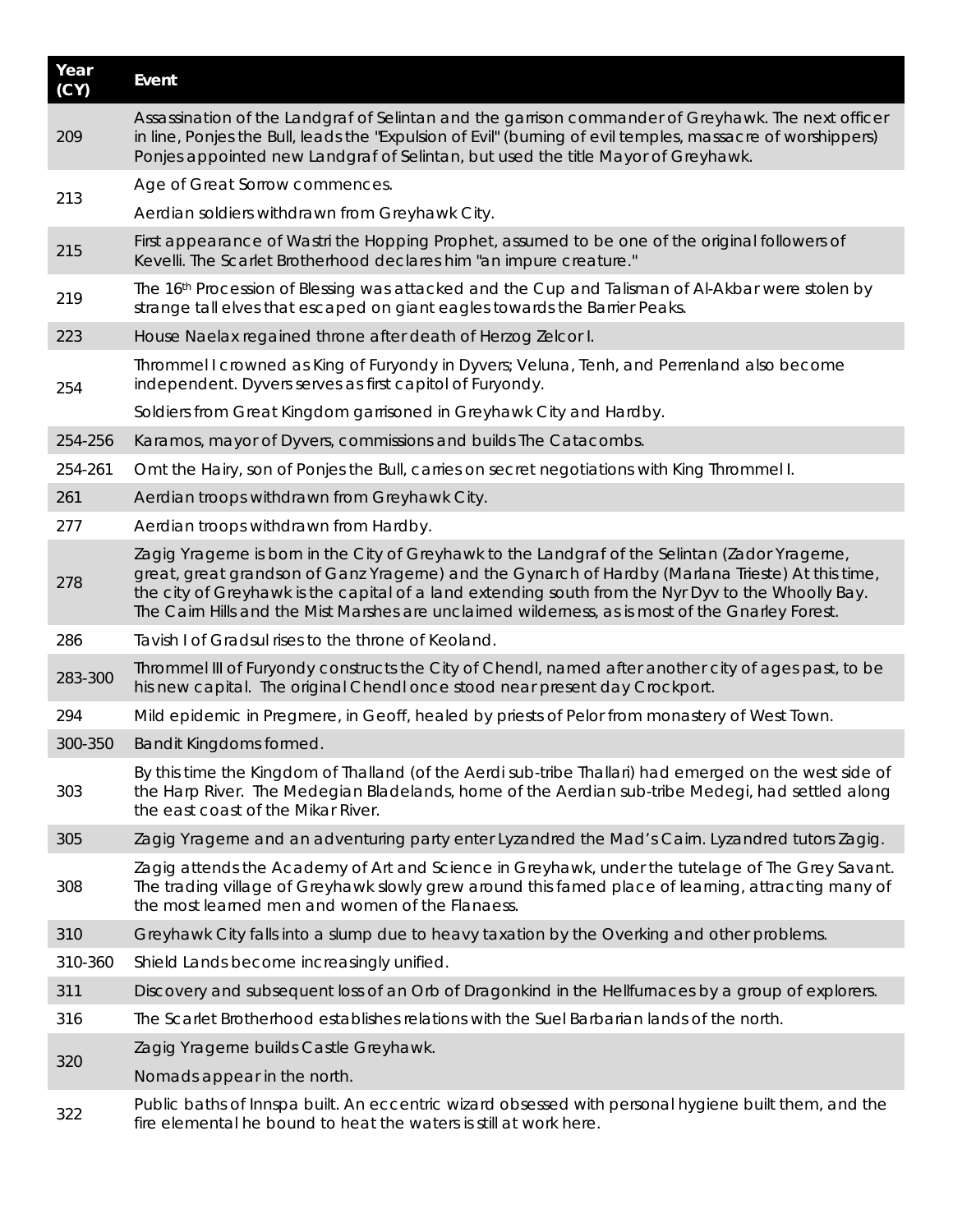| Year (CY) | Event |
|---|---|
| 209 | Assassination of the Landgraf of Selintan and the garrison commander of Greyhawk. The next officer in line, Ponjes the Bull, leads the "Expulsion of Evil" (burning of evil temples, massacre of worshippers) Ponjes appointed new Landgraf of Selintan, but used the title Mayor of Greyhawk. |
| 213 | Age of Great Sorrow commences. |
| | Aerdian soldiers withdrawn from Greyhawk City. |
| 215 | First appearance of Wastri the Hopping Prophet, assumed to be one of the original followers of Kevelli. The Scarlet Brotherhood declares him "an impure creature." |
| 219 | The 16th Procession of Blessing was attacked and the Cup and Talisman of Al-Akbar were stolen by strange tall elves that escaped on giant eagles towards the Barrier Peaks. |
| 223 | House Naelax regained throne after death of Herzog Zelcor I. |
| 254 | Thrommel I crowned as King of Furyondy in Dyvers; Veluna, Tenh, and Perrenland also become independent. Dyvers serves as first capitol of Furyondy. |
| | Soldiers from Great Kingdom garrisoned in Greyhawk City and Hardby. |
| 254-256 | Karamos, mayor of Dyvers, commissions and builds The Catacombs. |
| 254-261 | Ornt the Hairy, son of Ponjes the Bull, carries on secret negotiations with King Thrommel I. |
| 261 | Aerdian troops withdrawn from Greyhawk City. |
| 277 | Aerdian troops withdrawn from Hardby. |
| 278 | Zagig Yragerne is born in the City of Greyhawk to the Landgraf of the Selintan (Zador Yragerne, great, great grandson of Ganz Yragerne) and the Gynarch of Hardby (Marlana Trieste) At this time, the city of Greyhawk is the capital of a land extending south from the Nyr Dyv to the Whoolly Bay. The Cairn Hills and the Mist Marshes are unclaimed wilderness, as is most of the Gnarley Forest. |
| 286 | Tavish I of Gradsul rises to the throne of Keoland. |
| 283-300 | Thrommel III of Furyondy constructs the City of Chendl, named after another city of ages past, to be his new capital. The original Chendl once stood near present day Crockport. |
| 294 | Mild epidemic in Pregmere, in Geoff, healed by priests of Pelor from monastery of West Town. |
| 300-350 | Bandit Kingdoms formed. |
| 303 | By this time the Kingdom of Thalland (of the Aerdi sub-tribe Thallari) had emerged on the west side of the Harp River. The Medegian Bladelands, home of the Aerdian sub-tribe Medegi, had settled along the east coast of the Mikar River. |
| 305 | Zagig Yragerne and an adventuring party enter Lyzandred the Mad's Cairn. Lyzandred tutors Zagig. |
| 308 | Zagig attends the Academy of Art and Science in Greyhawk, under the tutelage of The Grey Savant. The trading village of Greyhawk slowly grew around this famed place of learning, attracting many of the most learned men and women of the Flanaess. |
| 310 | Greyhawk City falls into a slump due to heavy taxation by the Overking and other problems. |
| 310-360 | Shield Lands become increasingly unified. |
| 311 | Discovery and subsequent loss of an Orb of Dragonkind in the Hellfurnaces by a group of explorers. |
| 316 | The Scarlet Brotherhood establishes relations with the Suel Barbarian lands of the north. |
| 320 | Zagig Yragerne builds Castle Greyhawk. |
| | Nomads appear in the north. |
| 322 | Public baths of Innspa built. An eccentric wizard obsessed with personal hygiene built them, and the fire elemental he bound to heat the waters is still at work here. |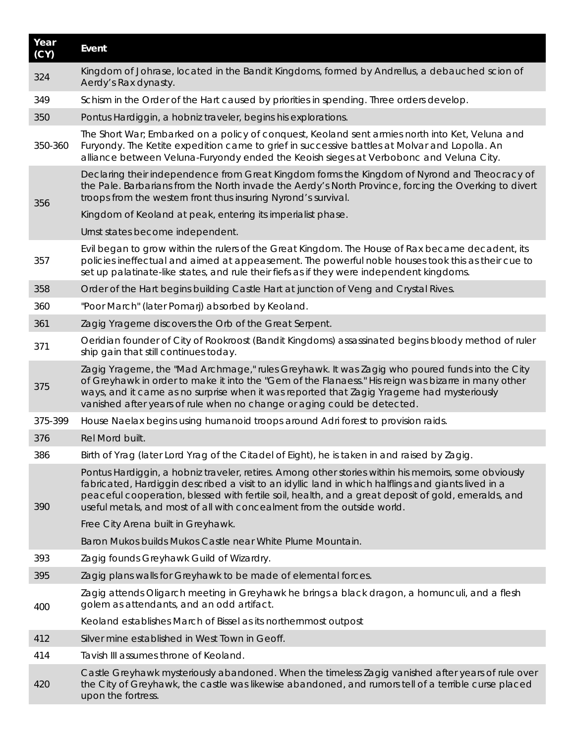| Year (CY) | Event |
|---|---|
| 324 | Kingdom of Johrase, located in the Bandit Kingdoms, formed by Andrellus, a debauched scion of Aerdy's Rax dynasty. |
| 349 | Schism in the Order of the Hart caused by priorities in spending. Three orders develop. |
| 350 | Pontus Hardiggin, a hobniz traveler, begins his explorations. |
| 350-360 | The Short War; Embarked on a policy of conquest, Keoland sent armies north into Ket, Veluna and Furyondy. The Ketite expedition came to grief in successive battles at Molvar and Lopolla. An alliance between Veluna-Furyondy ended the Keoish sieges at Verbobonc and Veluna City. |
| 356 | Declaring their independence from Great Kingdom forms the Kingdom of Nyrond and Theocracy of the Pale. Barbarians from the North invade the Aerdy's North Province, forcing the Overking to divert troops from the western front thus insuring Nyrond's survival. |
| | Kingdom of Keoland at peak, entering its imperialist phase. |
| | Urnst states become independent. |
| 357 | Evil began to grow within the rulers of the Great Kingdom. The House of Rax became decadent, its policies ineffectual and aimed at appeasement. The powerful noble houses took this as their cue to set up palatinate-like states, and rule their fiefs as if they were independent kingdoms. |
| 358 | Order of the Hart begins building Castle Hart at junction of Veng and Crystal Rives. |
| 360 | "Poor March" (later Pomarj) absorbed by Keoland. |
| 361 | Zagig Yragerne discovers the Orb of the Great Serpent. |
| 371 | Oeridian founder of City of Rookroost (Bandit Kingdoms) assassinated begins bloody method of ruler ship gain that still continues today. |
| 375 | Zagig Yragerne, the "Mad Archmage," rules Greyhawk. It was Zagig who poured funds into the City of Greyhawk in order to make it into the "Gem of the Flanaess." His reign was bizarre in many other ways, and it came as no surprise when it was reported that Zagig Yragerne had mysteriously vanished after years of rule when no change or aging could be detected. |
| 375-399 | House Naelax begins using humanoid troops around Adri forest to provision raids. |
| 376 | Rel Mord built. |
| 386 | Birth of Yrag (later Lord Yrag of the Citadel of Eight), he is taken in and raised by Zagig. |
| 390 | Pontus Hardiggin, a hobniz traveler, retires. Among other stories within his memoirs, some obviously fabricated, Hardiggin described a visit to an idyllic land in which halflings and giants lived in a peaceful cooperation, blessed with fertile soil, health, and a great deposit of gold, emeralds, and useful metals, and most of all with concealment from the outside world. |
| | Free City Arena built in Greyhawk. |
| | Baron Mukos builds Mukos Castle near White Plume Mountain. |
| 393 | Zagig founds Greyhawk Guild of Wizardry. |
| 395 | Zagig plans walls for Greyhawk to be made of elemental forces. |
| 400 | Zagig attends Oligarch meeting in Greyhawk he brings a black dragon, a homunculi, and a flesh golem as attendants, and an odd artifact. |
| | Keoland establishes March of Bissel as its northernmost outpost |
| 412 | Silver mine established in West Town in Geoff. |
| 414 | Tavish III assumes throne of Keoland. |
| 420 | Castle Greyhawk mysteriously abandoned. When the timeless Zagig vanished after years of rule over the City of Greyhawk, the castle was likewise abandoned, and rumors tell of a terrible curse placed upon the fortress. |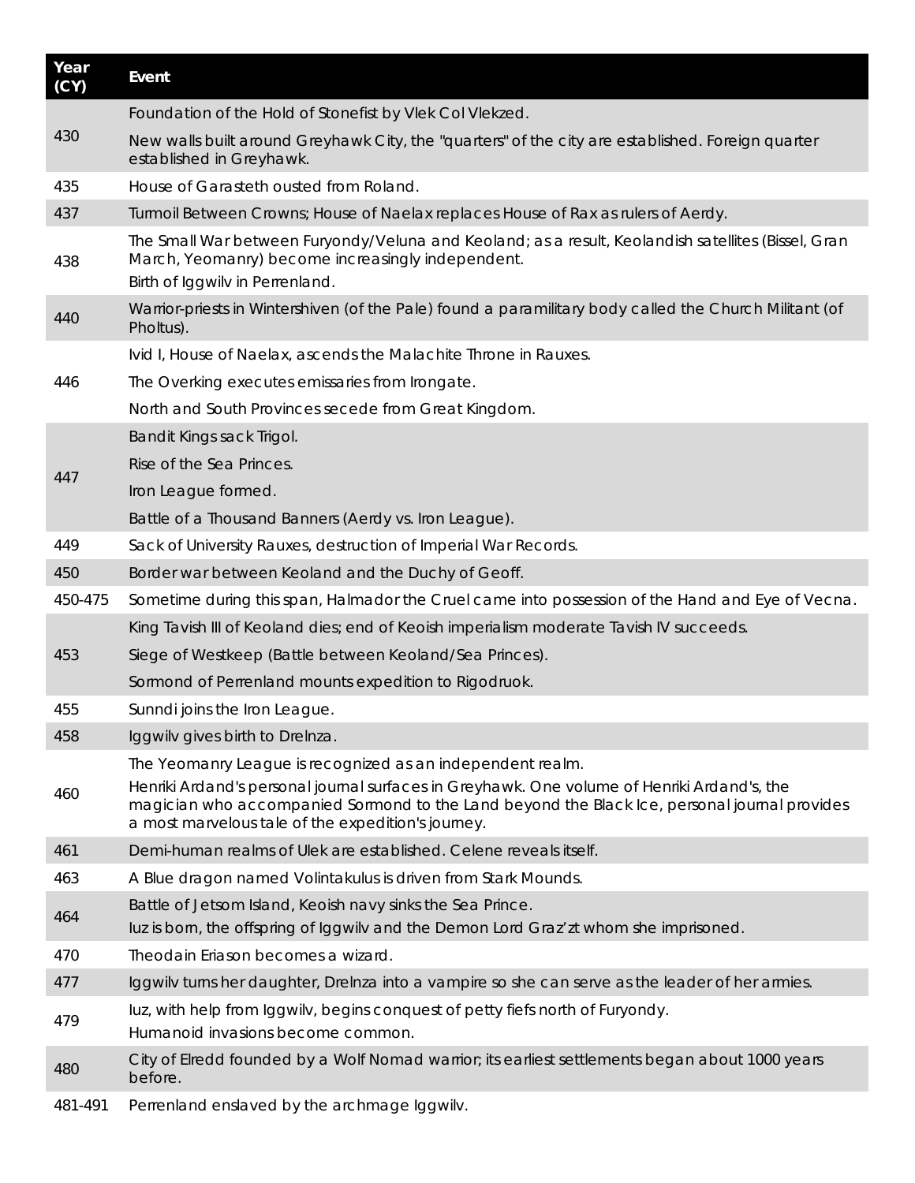| Year (CY) | Event |
|---|---|
| 430 | Foundation of the Hold of Stonefist by Vlek Col Vlekzed.<br>New walls built around Greyhawk City, the "quarters" of the city are established. Foreign quarter established in Greyhawk. |
| 435 | House of Garasteth ousted from Roland. |
| 437 | Turmoil Between Crowns; House of Naelax replaces House of Rax as rulers of Aerdy. |
| 438 | The Small War between Furyondy/Veluna and Keoland; as a result, Keolandish satellites (Bissel, Gran March, Yeomanry) become increasingly independent.<br>Birth of Iggwilv in Perrenland. |
| 440 | Warrior-priests in Wintershiven (of the Pale) found a paramilitary body called the Church Militant (of Pholtus). |
| 446 | Ivid I, House of Naelax, ascends the Malachite Throne in Rauxes.<br>The Overking executes emissaries from Irongate.<br>North and South Provinces secede from Great Kingdom. |
| 447 | Bandit Kings sack Trigol.<br>Rise of the Sea Princes.<br>Iron League formed.<br>Battle of a Thousand Banners (Aerdy vs. Iron League). |
| 449 | Sack of University Rauxes, destruction of Imperial War Records. |
| 450 | Border war between Keoland and the Duchy of Geoff. |
| 450-475 | Sometime during this span, Halmador the Cruel came into possession of the Hand and Eye of Vecna. |
| 453 | King Tavish III of Keoland dies; end of Keoish imperialism moderate Tavish IV succeeds.<br>Siege of Westkeep (Battle between Keoland/Sea Princes).<br>Sormond of Perrenland mounts expedition to Rigodruok. |
| 455 | Sunndi joins the Iron League. |
| 458 | Iggwilv gives birth to Drelnza. |
| 460 | The Yeomanry League is recognized as an independent realm.<br>Henriki Ardand's personal journal surfaces in Greyhawk. One volume of Henriki Ardand's, the magician who accompanied Sormond to the Land beyond the Black Ice, personal journal provides a most marvelous tale of the expedition's journey. |
| 461 | Demi-human realms of Ulek are established. Celene reveals itself. |
| 463 | A Blue dragon named Volintakulus is driven from Stark Mounds. |
| 464 | Battle of Jetsom Island, Keoish navy sinks the Sea Prince.<br>Iuz is born, the offspring of Iggwilv and the Demon Lord Graz'zt whom she imprisoned. |
| 470 | Theodain Eriason becomes a wizard. |
| 477 | Iggwilv turns her daughter, Drelnza into a vampire so she can serve as the leader of her armies. |
| 479 | Iuz, with help from Iggwilv, begins conquest of petty fiefs north of Furyondy.<br>Humanoid invasions become common. |
| 480 | City of Elredd founded by a Wolf Nomad warrior; its earliest settlements began about 1000 years before. |
| 481-491 | Perrenland enslaved by the archmage Iggwilv. |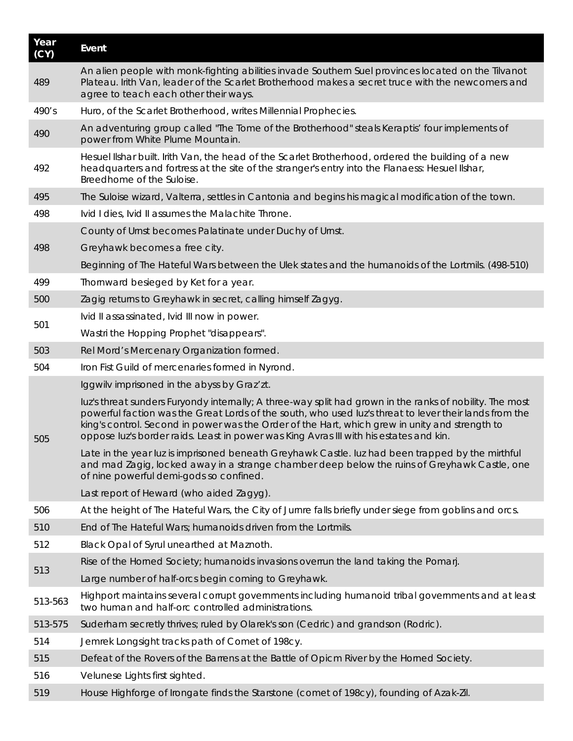| Year (CY) | Event |
|---|---|
| 489 | An alien people with monk-fighting abilities invade Southern Suel provinces located on the Tilvanot Plateau. Irith Van, leader of the Scarlet Brotherhood makes a secret truce with the newcomers and agree to teach each other their ways. |
| 490's | Huro, of the Scarlet Brotherhood, writes Millennial Prophecies. |
| 490 | An adventuring group called "The Tome of the Brotherhood" steals Keraptis' four implements of power from White Plume Mountain. |
| 492 | Hesuel Ilshar built. Irith Van, the head of the Scarlet Brotherhood, ordered the building of a new headquarters and fortress at the site of the stranger's entry into the Flanaess: Hesuel Ilshar, Breedhome of the Suloise. |
| 495 | The Suloise wizard, Valterra, settles in Cantonia and begins his magical modification of the town. |
| 498 | Ivid I dies, Ivid II assumes the Malachite Throne. |
| 498 | County of Urnst becomes Palatinate under Duchy of Urnst.<br>Greyhawk becomes a free city.<br>Beginning of The Hateful Wars between the Ulek states and the humanoids of the Lortmils. (498-510) |
| 499 | Thornward besieged by Ket for a year. |
| 500 | Zagig returns to Greyhawk in secret, calling himself Zagyg. |
| 501 | Ivid II assassinated, Ivid III now in power.<br>Wastri the Hopping Prophet "disappears". |
| 503 | Rel Mord's Mercenary Organization formed. |
| 504 | Iron Fist Guild of mercenaries formed in Nyrond. |
| 505 | Iggwilv imprisoned in the abyss by Graz'zt.<br>Iuz's threat sunders Furyondy internally; A three-way split had grown in the ranks of nobility. The most powerful faction was the Great Lords of the south, who used Iuz's threat to lever their lands from the king's control. Second in power was the Order of the Hart, which grew in unity and strength to oppose Iuz's border raids. Least in power was King Avras III with his estates and kin.<br>Late in the year Iuz is imprisoned beneath Greyhawk Castle. Iuz had been trapped by the mirthful and mad Zagig, locked away in a strange chamber deep below the ruins of Greyhawk Castle, one of nine powerful demi-gods so confined.<br>Last report of Heward (who aided Zagyg). |
| 506 | At the height of The Hateful Wars, the City of Jurnre falls briefly under siege from goblins and orcs. |
| 510 | End of The Hateful Wars; humanoids driven from the Lortmils. |
| 512 | Black Opal of Syrul unearthed at Maznoth. |
| 513 | Rise of the Horned Society; humanoids invasions overrun the land taking the Pomarj.<br>Large number of half-orcs begin coming to Greyhawk. |
| 513-563 | Highport maintains several corrupt governments including humanoid tribal governments and at least two human and half-orc controlled administrations. |
| 513-575 | Suderham secretly thrives; ruled by Olarek's son (Cedric) and grandson (Rodric). |
| 514 | Jemrek Longsight tracks path of Comet of 198cy. |
| 515 | Defeat of the Rovers of the Barrens at the Battle of Opicm River by the Horned Society. |
| 516 | Velunese Lights first sighted. |
| 519 | House Highforge of Irongate finds the Starstone (comet of 198cy), founding of Azak-Zil. |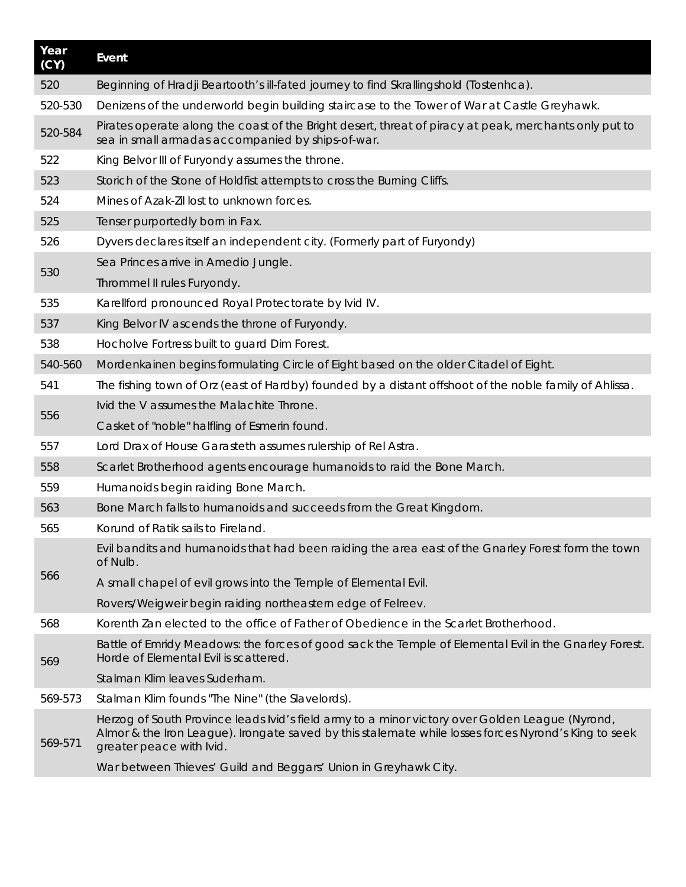| Year (CY) | Event |
| --- | --- |
| 520 | Beginning of Hradji Beartooth's ill-fated journey to find Skrallingshold (Tostenhca). |
| 520-530 | Denizens of the underworld begin building staircase to the Tower of War at Castle Greyhawk. |
| 520-584 | Pirates operate along the coast of the Bright desert, threat of piracy at peak, merchants only put to sea in small armadas accompanied by ships-of-war. |
| 522 | King Belvor III of Furyondy assumes the throne. |
| 523 | Storich of the Stone of Holdfist attempts to cross the Burning Cliffs. |
| 524 | Mines of Azak-Zil lost to unknown forces. |
| 525 | Tenser purportedly born in Fax. |
| 526 | Dyvers declares itself an independent city. (Formerly part of Furyondy) |
| 530 | Sea Princes arrive in Amedio Jungle. |
| | Thrommel II rules Furyondy. |
| 535 | Karellford pronounced Royal Protectorate by Ivid IV. |
| 537 | King Belvor IV ascends the throne of Furyondy. |
| 538 | Hocholve Fortress built to guard Dim Forest. |
| 540-560 | Mordenkainen begins formulating Circle of Eight based on the older Citadel of Eight. |
| 541 | The fishing town of Orz (east of Hardby) founded by a distant offshoot of the noble family of Ahlissa. |
| 556 | Ivid the V assumes the Malachite Throne. |
| | Casket of "noble" halfling of Esmerin found. |
| 557 | Lord Drax of House Garasteth assumes rulership of Rel Astra. |
| 558 | Scarlet Brotherhood agents encourage humanoids to raid the Bone March. |
| 559 | Humanoids begin raiding Bone March. |
| 563 | Bone March falls to humanoids and succeeds from the Great Kingdom. |
| 565 | Korund of Ratik sails to Fireland. |
| 566 | Evil bandits and humanoids that had been raiding the area east of the Gnarley Forest form the town of Nulb. |
| | A small chapel of evil grows into the Temple of Elemental Evil. |
| | Rovers/Weigweir begin raiding northeastern edge of Felreev. |
| 568 | Korenth Zan elected to the office of Father of Obedience in the Scarlet Brotherhood. |
| 569 | Battle of Emridy Meadows: the forces of good sack the Temple of Elemental Evil in the Gnarley Forest. Horde of Elemental Evil is scattered. |
| | Stalman Klim leaves Suderham. |
| 569-573 | Stalman Klim founds "The Nine" (the Slavelords). |
| 569-571 | Herzog of South Province leads Ivid's field army to a minor victory over Golden League (Nyrond, Almor & the Iron League). Irongate saved by this stalemate while losses forces Nyrond's King to seek greater peace with Ivid. |
| | War between Thieves' Guild and Beggars' Union in Greyhawk City. |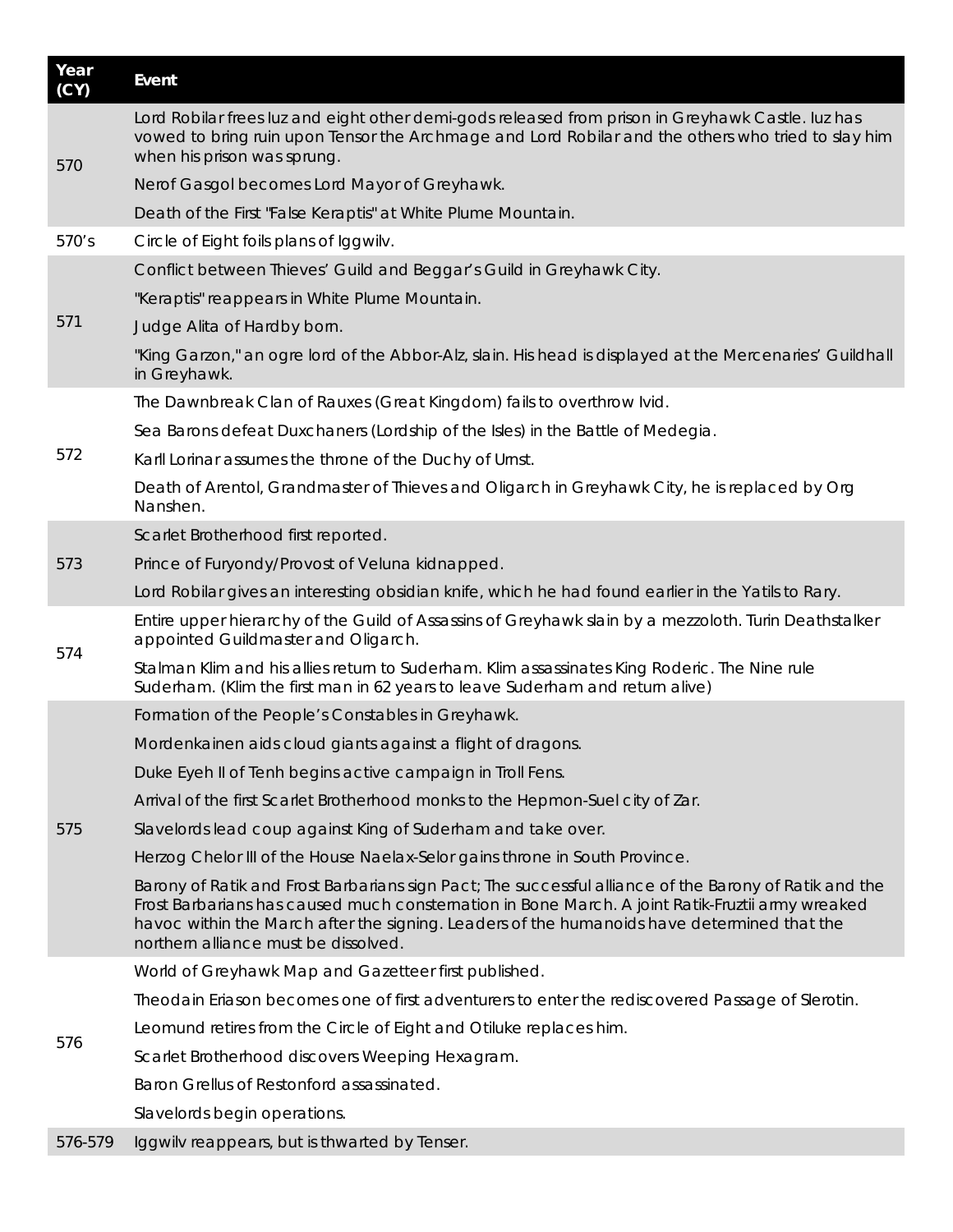| Year (CY) | Event |
|---|---|
| 570 | Lord Robilar frees Iuz and eight other demi-gods released from prison in Greyhawk Castle. Iuz has vowed to bring ruin upon Tensor the Archmage and Lord Robilar and the others who tried to slay him when his prison was sprung. |
| | Nerof Gasgol becomes Lord Mayor of Greyhawk. |
| | Death of the First "False Keraptis" at White Plume Mountain. |
| 570's | Circle of Eight foils plans of Iggwilv. |
| 571 | Conflict between Thieves' Guild and Beggar's Guild in Greyhawk City. |
| | "Keraptis" reappears in White Plume Mountain. |
| | Judge Alita of Hardby born. |
| | "King Garzon," an ogre lord of the Abbor-Alz, slain. His head is displayed at the Mercenaries' Guildhall in Greyhawk. |
| 572 | The Dawnbreak Clan of Rauxes (Great Kingdom) fails to overthrow Ivid. |
| | Sea Barons defeat Duxchaners (Lordship of the Isles) in the Battle of Medegia. |
| | Karll Lorinar assumes the throne of the Duchy of Urnst. |
| | Death of Arentol, Grandmaster of Thieves and Oligarch in Greyhawk City, he is replaced by Org Nanshen. |
| 573 | Scarlet Brotherhood first reported. |
| | Prince of Furyondy/Provost of Veluna kidnapped. |
| | Lord Robilar gives an interesting obsidian knife, which he had found earlier in the Yatils to Rary. |
| 574 | Entire upper hierarchy of the Guild of Assassins of Greyhawk slain by a mezzoloth. Turin Deathstalker appointed Guildmaster and Oligarch. |
| | Stalman Klim and his allies return to Suderham. Klim assassinates King Roderic. The Nine rule Suderham. (Klim the first man in 62 years to leave Suderham and return alive) |
| 575 | Formation of the People's Constables in Greyhawk. |
| | Mordenkainen aids cloud giants against a flight of dragons. |
| | Duke Eyeh II of Tenh begins active campaign in Troll Fens. |
| | Arrival of the first Scarlet Brotherhood monks to the Hepmon-Suel city of Zar. |
| | Slavelords lead coup against King of Suderham and take over. |
| | Herzog Chelor III of the House Naelax-Selor gains throne in South Province. |
| | Barony of Ratik and Frost Barbarians sign Pact; The successful alliance of the Barony of Ratik and the Frost Barbarians has caused much consternation in Bone March. A joint Ratik-Fruztii army wreaked havoc within the March after the signing. Leaders of the humanoids have determined that the northern alliance must be dissolved. |
| 576 | World of Greyhawk Map and Gazetteer first published. |
| | Theodain Eriason becomes one of first adventurers to enter the rediscovered Passage of Slerotin. |
| | Leomund retires from the Circle of Eight and Otiluke replaces him. |
| | Scarlet Brotherhood discovers Weeping Hexagram. |
| | Baron Grellus of Restonford assassinated. |
| | Slavelords begin operations. |
| 576-579 | Iggwilv reappears, but is thwarted by Tenser. |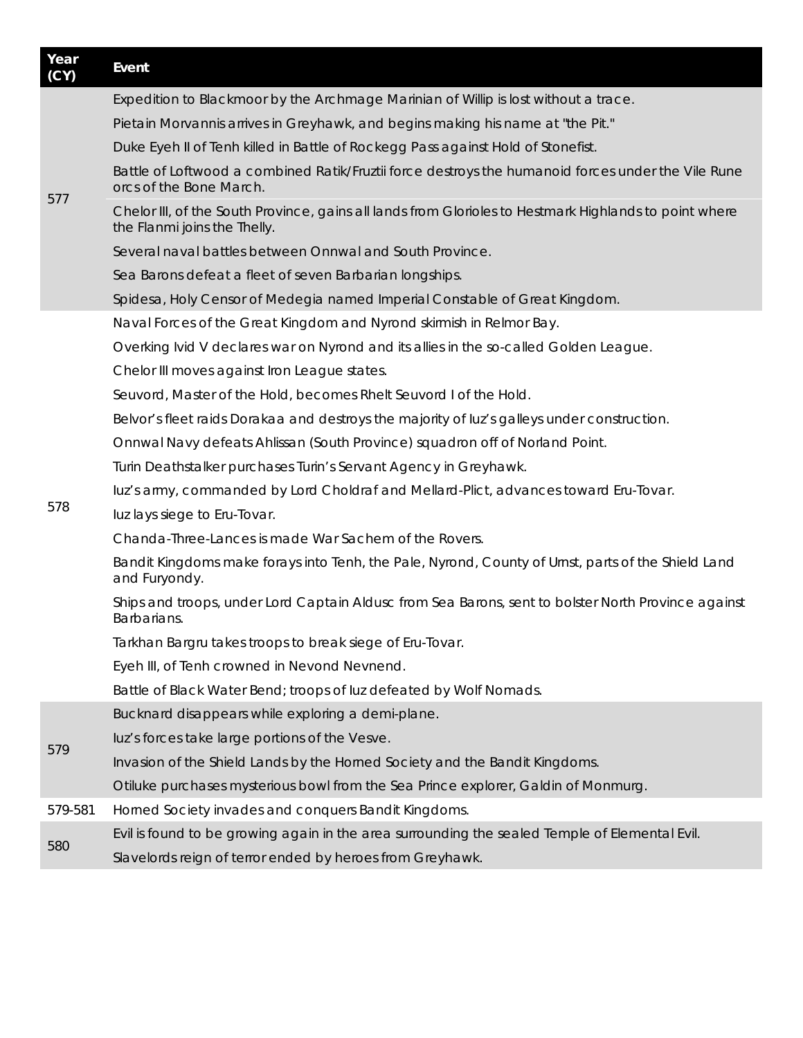| Year (CY) | Event |
|---|---|
| 577 | Expedition to Blackmoor by the Archmage Marinian of Willip is lost without a trace. |
| | Pietain Morvannis arrives in Greyhawk, and begins making his name at "the Pit." |
| | Duke Eyeh II of Tenh killed in Battle of Rockegg Pass against Hold of Stonefist. |
| | Battle of Loftwood a combined Ratik/Fruztii force destroys the humanoid forces under the Vile Rune orcs of the Bone March. |
| | Chelor III, of the South Province, gains all lands from Glorioles to Hestmark Highlands to point where the Flanmi joins the Thelly. |
| | Several naval battles between Onnwal and South Province. |
| | Sea Barons defeat a fleet of seven Barbarian longships. |
| | Spidesa, Holy Censor of Medegia named Imperial Constable of Great Kingdom. |
| 578 | Naval Forces of the Great Kingdom and Nyrond skirmish in Relmor Bay. |
| | Overking Ivid V declares war on Nyrond and its allies in the so-called Golden League. |
| | Chelor III moves against Iron League states. |
| | Seuvord, Master of the Hold, becomes Rhelt Seuvord I of the Hold. |
| | Belvor's fleet raids Dorakaa and destroys the majority of Iuz's galleys under construction. |
| | Onnwal Navy defeats Ahlissan (South Province) squadron off of Norland Point. |
| | Turin Deathstalker purchases Turin's Servant Agency in Greyhawk. |
| | Iuz's army, commanded by Lord Choldraf and Mellard-Plict, advances toward Eru-Tovar. |
| | Iuz lays siege to Eru-Tovar. |
| | Chanda-Three-Lances is made War Sachem of the Rovers. |
| | Bandit Kingdoms make forays into Tenh, the Pale, Nyrond, County of Urnst, parts of the Shield Land and Furyondy. |
| | Ships and troops, under Lord Captain Aldusc from Sea Barons, sent to bolster North Province against Barbarians. |
| | Tarkhan Bargru takes troops to break siege of Eru-Tovar. |
| | Eyeh III, of Tenh crowned in Nevond Nevnend. |
| | Battle of Black Water Bend; troops of Iuz defeated by Wolf Nomads. |
| 579 | Bucknard disappears while exploring a demi-plane. |
| | Iuz's forces take large portions of the Vesve. |
| | Invasion of the Shield Lands by the Horned Society and the Bandit Kingdoms. |
| | Otiluke purchases mysterious bowl from the Sea Prince explorer, Galdin of Monmurg. |
| 579-581 | Horned Society invades and conquers Bandit Kingdoms. |
| 580 | Evil is found to be growing again in the area surrounding the sealed Temple of Elemental Evil. |
| | Slavelords reign of terror ended by heroes from Greyhawk. |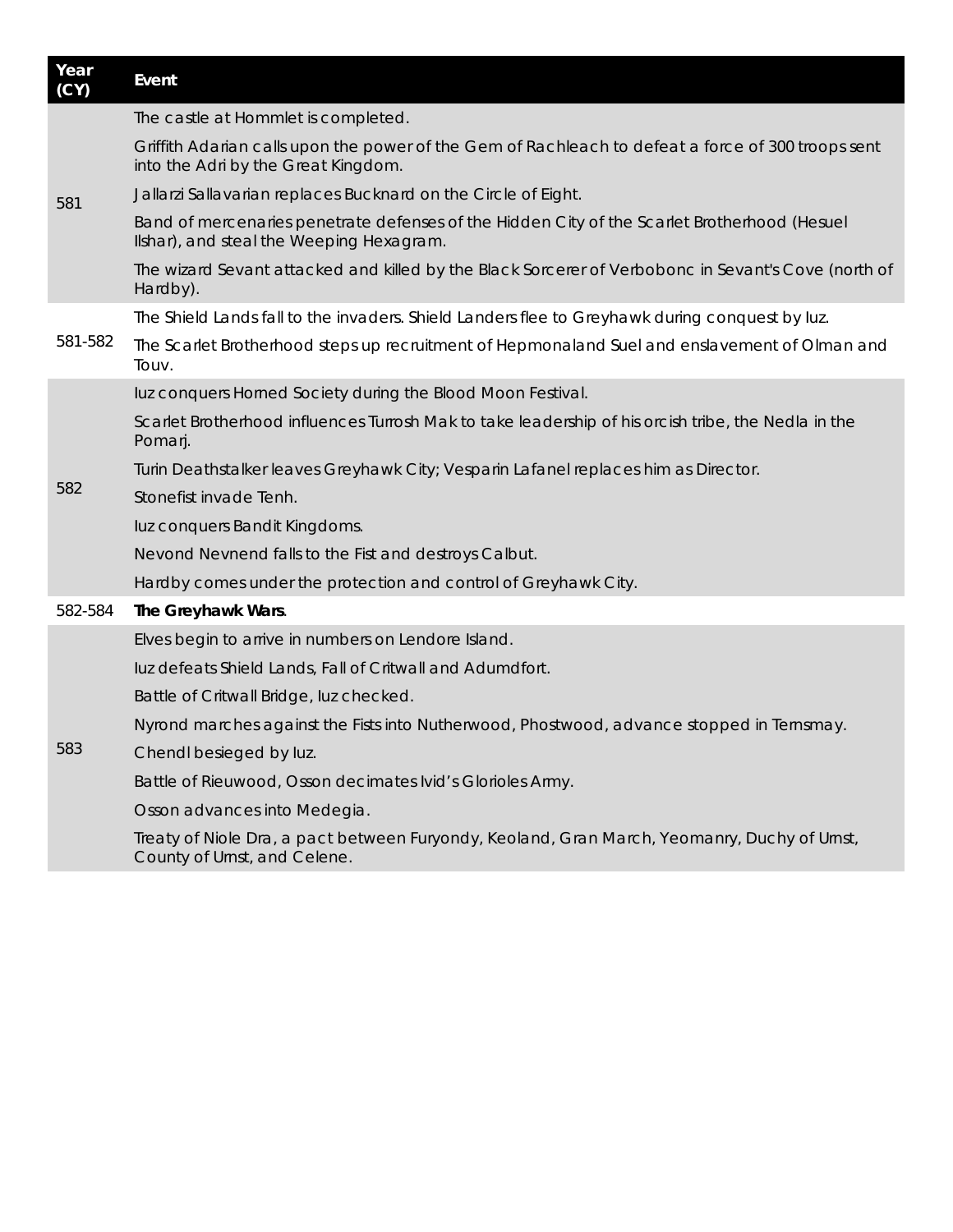| Year (CY) | Event |
|---|---|
| 581 | The castle at Hommlet is completed. |
| | Griffith Adarian calls upon the power of the Gem of Rachleach to defeat a force of 300 troops sent into the Adri by the Great Kingdom. |
| | Jallarzi Sallavarian replaces Bucknard on the Circle of Eight. |
| | Band of mercenaries penetrate defenses of the Hidden City of the Scarlet Brotherhood (Hesuel Ilshar), and steal the Weeping Hexagram. |
| | The wizard Sevant attacked and killed by the Black Sorcerer of Verbobonc in Sevant's Cove (north of Hardby). |
| 581-582 | The Shield Lands fall to the invaders. Shield Landers flee to Greyhawk during conquest by Iuz. |
| | The Scarlet Brotherhood steps up recruitment of Hepmonaland Suel and enslavement of Olman and Touv. |
| 582 | Iuz conquers Horned Society during the Blood Moon Festival. |
| | Scarlet Brotherhood influences Turrosh Mak to take leadership of his orcish tribe, the Nedla in the Pomarj. |
| | Turin Deathstalker leaves Greyhawk City; Vesparin Lafanel replaces him as Director. |
| | Stonefist invade Tenh. |
| | Iuz conquers Bandit Kingdoms. |
| | Nevond Nevnend falls to the Fist and destroys Calbut. |
| | Hardby comes under the protection and control of Greyhawk City. |
| 582-584 | **The Greyhawk Wars**. |
| 583 | Elves begin to arrive in numbers on Lendore Island. |
| | Iuz defeats Shield Lands, Fall of Critwall and Adumdfort. |
| | Battle of Critwall Bridge, Iuz checked. |
| | Nyrond marches against the Fists into Nutherwood, Phostwood, advance stopped in Ternsmay. |
| | Chendl besieged by Iuz. |
| | Battle of Rieuwood, Osson decimates Ivid's Glorioles Army. |
| | Osson advances into Medegia. |
| | Treaty of Niole Dra, a pact between Furyondy, Keoland, Gran March, Yeomanry, Duchy of Urnst, County of Urnst, and Celene. |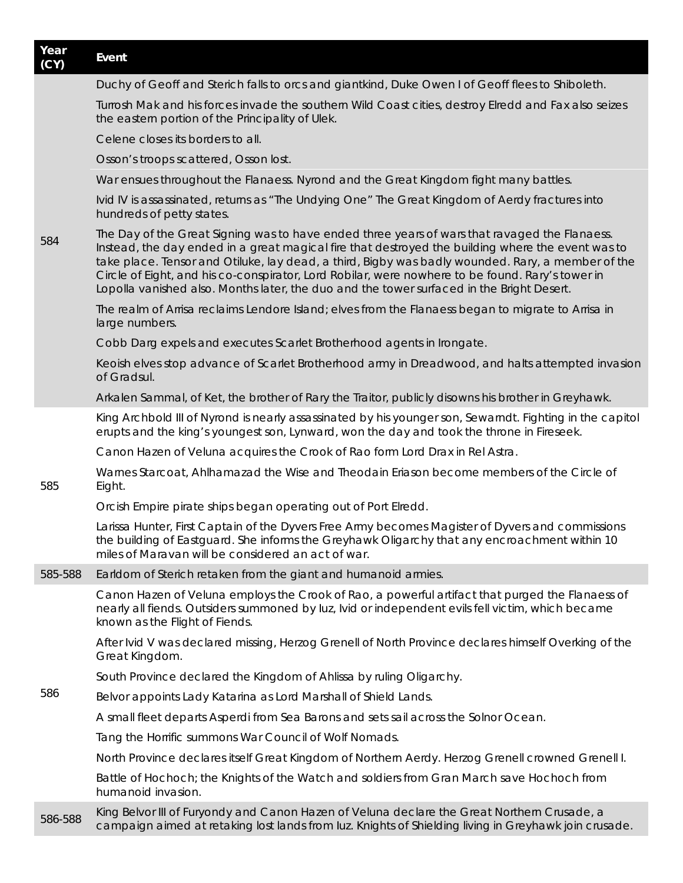| Year (CY) | Event |
|---|---|
| 584 | Duchy of Geoff and Sterich falls to orcs and giantkind, Duke Owen I of Geoff flees to Shiboleth. |
| | Turrosh Mak and his forces invade the southern Wild Coast cities, destroy Elredd and Fax also seizes the eastern portion of the Principality of Ulek. |
| | Celene closes its borders to all. |
| | Osson's troops scattered, Osson lost. |
| | War ensues throughout the Flanaess. Nyrond and the Great Kingdom fight many battles. |
| | Ivid IV is assassinated, returns as "The Undying One" The Great Kingdom of Aerdy fractures into hundreds of petty states. |
| | The Day of the Great Signing was to have ended three years of wars that ravaged the Flanaess. Instead, the day ended in a great magical fire that destroyed the building where the event was to take place. Tensor and Otiluke, lay dead, a third, Bigby was badly wounded. Rary, a member of the Circle of Eight, and his co-conspirator, Lord Robilar, were nowhere to be found. Rary's tower in Lopolla vanished also. Months later, the duo and the tower surfaced in the Bright Desert. |
| | The realm of Arrisa reclaims Lendore Island; elves from the Flanaess began to migrate to Arrisa in large numbers. |
| | Cobb Darg expels and executes Scarlet Brotherhood agents in Irongate. |
| | Keoish elves stop advance of Scarlet Brotherhood army in Dreadwood, and halts attempted invasion of Gradsul. |
| | Arkalen Sammal, of Ket, the brother of Rary the Traitor, publicly disowns his brother in Greyhawk. |
| 585 | King Archbold III of Nyrond is nearly assassinated by his younger son, Sewarndt. Fighting in the capitol erupts and the king's youngest son, Lynward, won the day and took the throne in Fireseek. |
| | Canon Hazen of Veluna acquires the Crook of Rao form Lord Drax in Rel Astra. |
| | Warnes Starcoat, Ahlhamazad the Wise and Theodain Eriason become members of the Circle of Eight. |
| | Orcish Empire pirate ships began operating out of Port Elredd. |
| | Larissa Hunter, First Captain of the Dyvers Free Army becomes Magister of Dyvers and commissions the building of Eastguard. She informs the Greyhawk Oligarchy that any encroachment within 10 miles of Maravan will be considered an act of war. |
| 585-588 | Earldom of Sterich retaken from the giant and humanoid armies. |
| 586 | Canon Hazen of Veluna employs the Crook of Rao, a powerful artifact that purged the Flanaess of nearly all fiends. Outsiders summoned by Iuz, Ivid or independent evils fell victim, which became known as the Flight of Fiends. |
| | After Ivid V was declared missing, Herzog Grenell of North Province declares himself Overking of the Great Kingdom. |
| | South Province declared the Kingdom of Ahlissa by ruling Oligarchy. |
| | Belvor appoints Lady Katarina as Lord Marshall of Shield Lands. |
| | A small fleet departs Asperdi from Sea Barons and sets sail across the Solnor Ocean. |
| | Tang the Horrific summons War Council of Wolf Nomads. |
| | North Province declares itself Great Kingdom of Northern Aerdy. Herzog Grenell crowned Grenell I. |
| | Battle of Hochoch; the Knights of the Watch and soldiers from Gran March save Hochoch from humanoid invasion. |
| 586-588 | King Belvor III of Furyondy and Canon Hazen of Veluna declare the Great Northern Crusade, a campaign aimed at retaking lost lands from Iuz. Knights of Shielding living in Greyhawk join crusade. |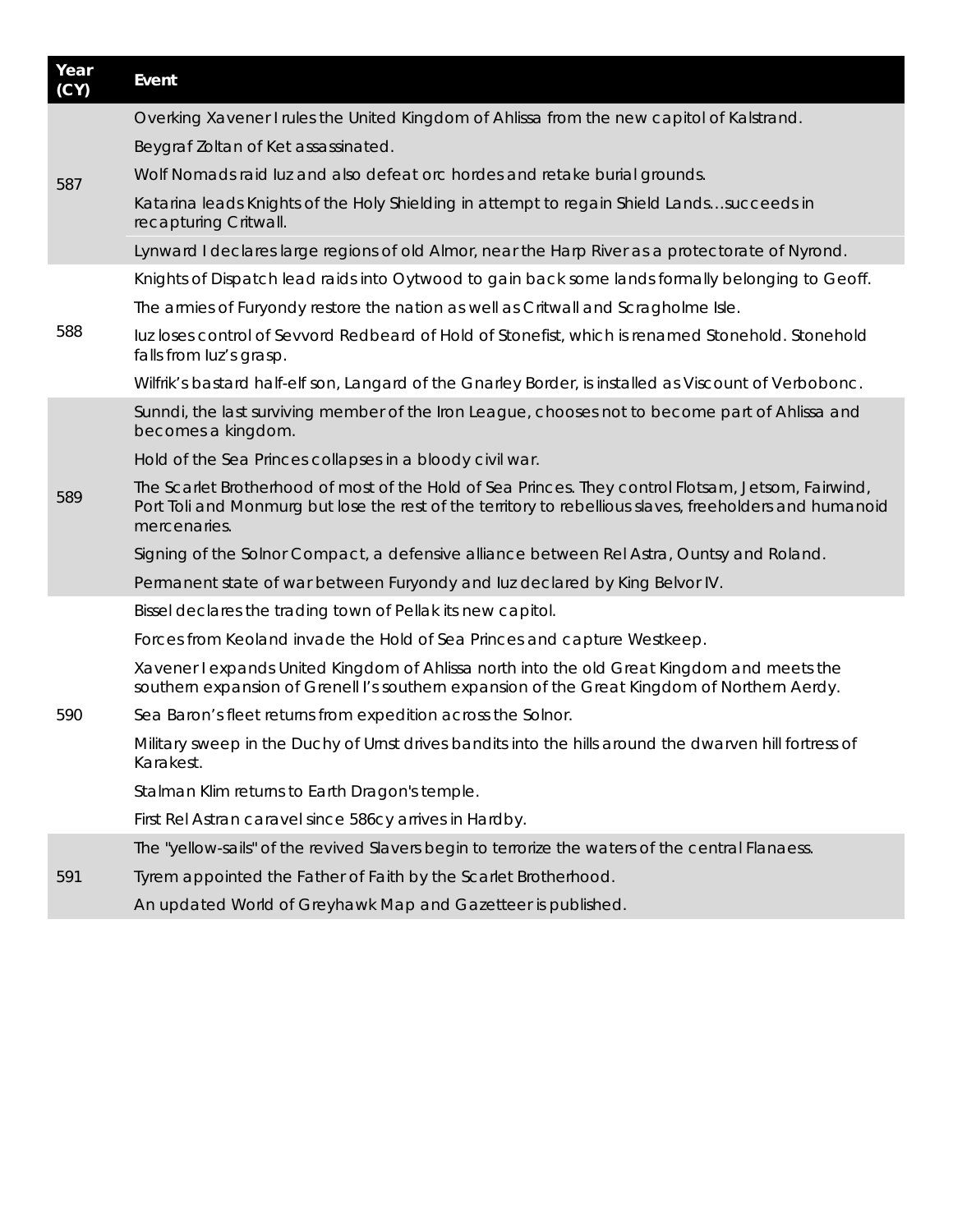| Year (CY) | Event |
|---|---|
| 587 | Overking Xavener I rules the United Kingdom of Ahlissa from the new capitol of Kalstrand. |
| | Beygraf Zoltan of Ket assassinated. |
| | Wolf Nomads raid Iuz and also defeat orc hordes and retake burial grounds. |
| | Katarina leads Knights of the Holy Shielding in attempt to regain Shield Lands…succeeds in recapturing Critwall. |
| | Lynward I declares large regions of old Almor, near the Harp River as a protectorate of Nyrond. |
| 588 | Knights of Dispatch lead raids into Oytwood to gain back some lands formally belonging to Geoff. |
| | The armies of Furyondy restore the nation as well as Critwall and Scragholme Isle. |
| | Iuz loses control of Sevvord Redbeard of Hold of Stonefist, which is renamed Stonehold. Stonehold falls from Iuz's grasp. |
| | Wilfrik's bastard half-elf son, Langard of the Gnarley Border, is installed as Viscount of Verbobonc. |
| 589 | Sunndi, the last surviving member of the Iron League, chooses not to become part of Ahlissa and becomes a kingdom. |
| | Hold of the Sea Princes collapses in a bloody civil war. |
| | The Scarlet Brotherhood of most of the Hold of Sea Princes. They control Flotsam, Jetsom, Fairwind, Port Toli and Monmurg but lose the rest of the territory to rebellious slaves, freeholders and humanoid mercenaries. |
| | Signing of the Solnor Compact, a defensive alliance between Rel Astra, Ountsy and Roland. |
| | Permanent state of war between Furyondy and Iuz declared by King Belvor IV. |
| 590 | Bissel declares the trading town of Pellak its new capitol. |
| | Forces from Keoland invade the Hold of Sea Princes and capture Westkeep. |
| | Xavener I expands United Kingdom of Ahlissa north into the old Great Kingdom and meets the southern expansion of Grenell I's southern expansion of the Great Kingdom of Northern Aerdy. |
| | Sea Baron's fleet returns from expedition across the Solnor. |
| | Military sweep in the Duchy of Urnst drives bandits into the hills around the dwarven hill fortress of Karakest. |
| | Stalman Klim returns to Earth Dragon's temple. |
| | First Rel Astran caravel since 586cy arrives in Hardby. |
| 591 | The "yellow-sails" of the revived Slavers begin to terrorize the waters of the central Flanaess. |
| | Tyrem appointed the Father of Faith by the Scarlet Brotherhood. |
| | An updated World of Greyhawk Map and Gazetteer is published. |